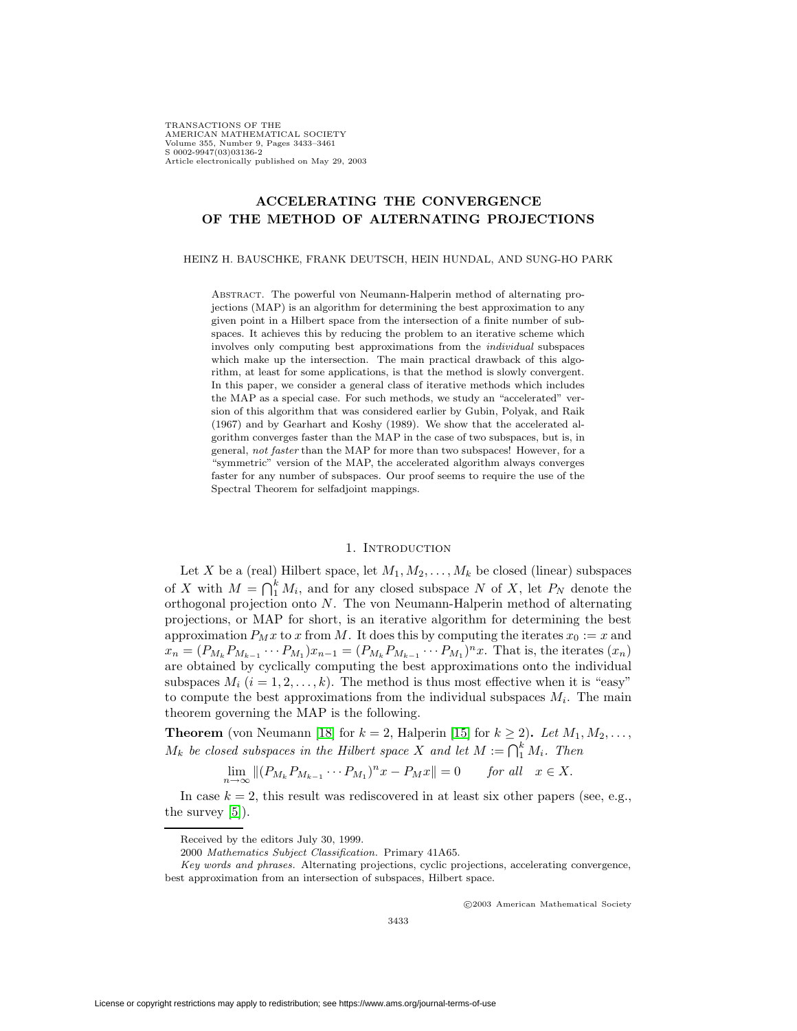# ACCELERATING THE CONVERGENCE OF THE METHOD OF ALTERNATING PROJECTIONS

HEINZ H. BAUSCHKE, FRANK DEUTSCH, HEIN HUNDAL, AND SUNG-HO PARK

Abstract. The powerful von Neumann-Halperin method of alternating projections (MAP) is an algorithm for determining the best approximation to any given point in a Hilbert space from the intersection of a finite number of subspaces. It achieves this by reducing the problem to an iterative scheme which involves only computing best approximations from the *individual* subspaces which make up the intersection. The main practical drawback of this algorithm, at least for some applications, is that the method is slowly convergent. In this paper, we consider a general class of iterative methods which includes the MAP as a special case. For such methods, we study an "accelerated" version of this algorithm that was considered earlier by Gubin, Polyak, and Raik (1967) and by Gearhart and Koshy (1989). We show that the accelerated algorithm converges faster than the MAP in the case of two subspaces, but is, in general, *not faster* than the MAP for more than two subspaces! However, for a "symmetric" version of the MAP, the accelerated algorithm always converges faster for any number of subspaces. Our proof seems to require the use of the Spectral Theorem for selfadjoint mappings.

## 1. Introduction

Let $X$ be a (real) Hilbert space, let $M_1, M_2, \ldots, M_k$ be closed (linear) subspaces of $X$ with $M = \bigcap_1^k M_i$, and for any closed subspace $N$ of $X$, let $P_N$ denote the orthogonal projection onto $N$. The von Neumann-Halperin method of alternating projections, or MAP for short, is an iterative algorithm for determining the best approximation $P_M x$ to $x$ from $M$. It does this by computing the iterates $x_0 := x$ and $x_n = (P_{M_k} P_{M_{k-1}} \cdots P_{M_1}) x_{n-1} = (P_{M_k} P_{M_{k-1}} \cdots P_{M_1})^n x$. That is, the iterates $(x_n)$ are obtained by cyclically computing the best approximations onto the individual subspaces $M_i$ $(i = 1, 2, \ldots, k)$. The method is thus most effective when it is "easy" to compute the best approximations from the individual subspaces $M_i$. The main theorem governing the MAP is the following.

**Theorem** (von Neumann [18] for $k = 2$, Halperin [15] for $k \geq 2$)**.** *Let $M_1, M_2, \ldots, M_k$ be closed subspaces in the Hilbert space $X$ and let $M := \bigcap_1^k M_i$. Then*

$$\lim_{n \to \infty} \|(P_{M_k} P_{M_{k-1}} \cdots P_{M_1})^n x - P_M x\| = 0 \qquad \textit{for all} \quad x \in X.$$

In case $k = 2$, this result was rediscovered in at least six other papers (see, e.g., the survey [5]).

---

Received by the editors July 30, 1999.

2000 *Mathematics Subject Classification.* Primary 41A65.

*Key words and phrases.* Alternating projections, cyclic projections, accelerating convergence, best approximation from an intersection of subspaces, Hilbert space.

©2003 American Mathematical Society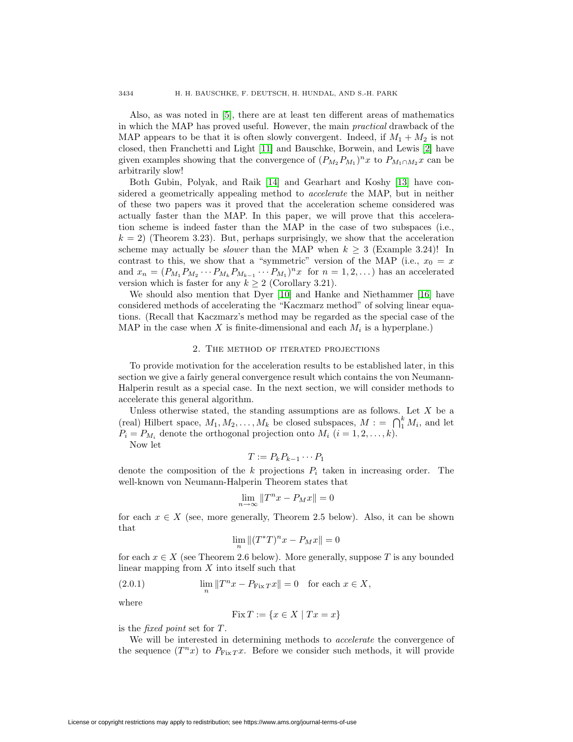Also, as was noted in [5], there are at least ten different areas of mathematics in which the MAP has proved useful. However, the main *practical* drawback of the MAP appears to be that it is often slowly convergent. Indeed, if $M_1 + M_2$ is not closed, then Franchetti and Light [11] and Bauschke, Borwein, and Lewis [2] have given examples showing that the convergence of $(P_{M_2}P_{M_1})^n x$ to $P_{M_1 \cap M_2}x$ can be arbitrarily slow!

Both Gubin, Polyak, and Raik [14] and Gearhart and Koshy [13] have considered a geometrically appealing method to *accelerate* the MAP, but in neither of these two papers was it proved that the acceleration scheme considered was actually faster than the MAP. In this paper, we will prove that this acceleration scheme is indeed faster than the MAP in the case of two subspaces (i.e., $k = 2$) (Theorem 3.23). But, perhaps surprisingly, we show that the acceleration scheme may actually be *slower* than the MAP when $k \geq 3$ (Example 3.24)! In contrast to this, we show that a "symmetric" version of the MAP (i.e., $x_0 = x$ and $x_n = (P_{M_1}P_{M_2} \cdots P_{M_k}P_{M_{k-1}} \cdots P_{M_1})^n x$ for $n = 1, 2, \ldots$) has an accelerated version which is faster for any $k \geq 2$ (Corollary 3.21).

We should also mention that Dyer [10] and Hanke and Niethammer [16] have considered methods of accelerating the "Kaczmarz method" of solving linear equations. (Recall that Kaczmarz's method may be regarded as the special case of the MAP in the case when $X$ is finite-dimensional and each $M_i$ is a hyperplane.)

## 2. The method of iterated projections

To provide motivation for the acceleration results to be established later, in this section we give a fairly general convergence result which contains the von Neumann-Halperin result as a special case. In the next section, we will consider methods to accelerate this general algorithm.

Unless otherwise stated, the standing assumptions are as follows. Let $X$ be a (real) Hilbert space, $M_1, M_2, \ldots, M_k$ be closed subspaces, $M := \bigcap_1^k M_i$, and let $P_i = P_{M_i}$ denote the orthogonal projection onto $M_i$ ($i = 1, 2, \ldots, k$).

Now let

$$T := P_k P_{k-1} \cdots P_1$$

denote the composition of the $k$ projections $P_i$ taken in increasing order. The well-known von Neumann-Halperin Theorem states that

$$\lim_{n \to \infty} \|T^n x - P_M x\| = 0$$

for each $x \in X$ (see, more generally, Theorem 2.5 below). Also, it can be shown that

$$\lim_n \|(T^*T)^n x - P_M x\| = 0$$

for each $x \in X$ (see Theorem 2.6 below). More generally, suppose $T$ is any bounded linear mapping from $X$ into itself such that

$$\lim_n \|T^n x - P_{\operatorname{Fix} T} x\| = 0 \quad \text{for each } x \in X, \tag{2.0.1}$$

where

$$\operatorname{Fix} T := \{x \in X \mid Tx = x\}$$

is the *fixed point* set for $T$.

We will be interested in determining methods to *accelerate* the convergence of the sequence $(T^n x)$ to $P_{\operatorname{Fix} T}x$. Before we consider such methods, it will provide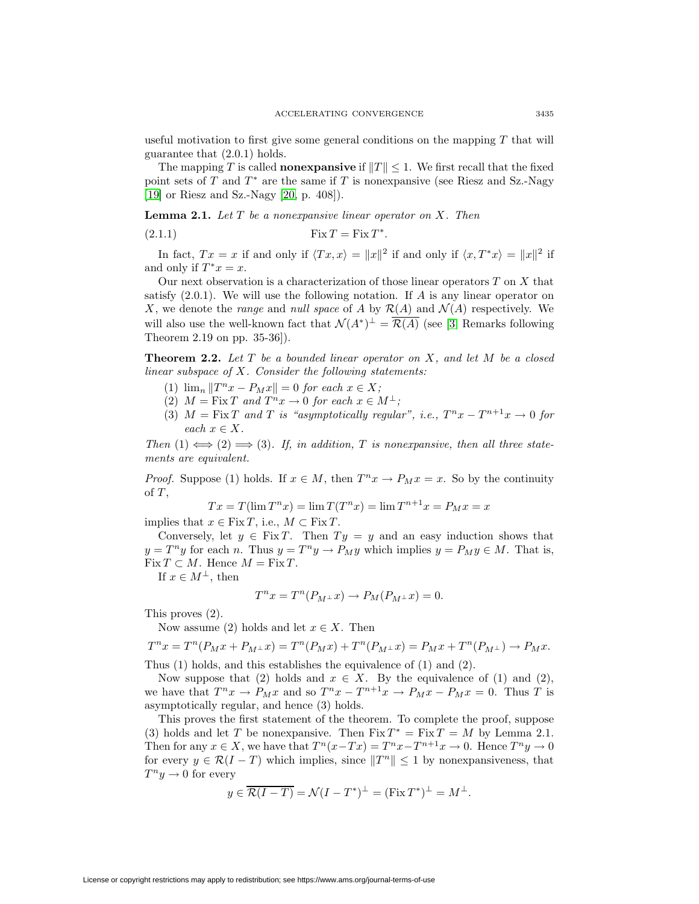useful motivation to first give some general conditions on the mapping $T$ that will guarantee that (2.0.1) holds.

The mapping $T$ is called **nonexpansive** if $\|T\| \le 1$. We first recall that the fixed point sets of $T$ and $T^*$ are the same if $T$ is nonexpansive (see Riesz and Sz.-Nagy [19] or Riesz and Sz.-Nagy [20, p. 408]).

**Lemma 2.1.** *Let $T$ be a nonexpansive linear operator on $X$. Then*

$$\operatorname{Fix} T = \operatorname{Fix} T^*. \tag{2.1.1}$$

In fact, $Tx = x$ if and only if $\langle Tx, x\rangle = \|x\|^2$ if and only if $\langle x, T^*x\rangle = \|x\|^2$ if and only if $T^*x = x$.

Our next observation is a characterization of those linear operators $T$ on $X$ that satisfy (2.0.1). We will use the following notation. If $A$ is any linear operator on $X$, we denote the *range* and *null space* of $A$ by $\mathcal{R}(A)$ and $\mathcal{N}(A)$ respectively. We will also use the well-known fact that $\mathcal{N}(A^*)^\perp = \overline{\mathcal{R}(A)}$ (see [3] Remarks following Theorem 2.19 on pp. 35-36]).

**Theorem 2.2.** *Let $T$ be a bounded linear operator on $X$, and let $M$ be a closed linear subspace of $X$. Consider the following statements:*

1. *$\lim_n \|T^n x - P_M x\| = 0$ for each $x \in X$;*
2. *$M = \operatorname{Fix} T$ and $T^n x \to 0$ for each $x \in M^\perp$;*
3. *$M = \operatorname{Fix} T$ and $T$ is "asymptotically regular", i.e., $T^n x - T^{n+1}x \to 0$ for each $x \in X$.*

*Then (1) $\Longleftrightarrow$ (2) $\Longrightarrow$ (3). If, in addition, $T$ is nonexpansive, then all three statements are equivalent.*

*Proof.* Suppose (1) holds. If $x \in M$, then $T^n x \to P_M x = x$. So by the continuity of $T$,

$$Tx = T(\lim T^n x) = \lim T(T^n x) = \lim T^{n+1}x = P_M x = x$$

implies that $x \in \operatorname{Fix} T$, i.e., $M \subset \operatorname{Fix} T$.

Conversely, let $y \in \operatorname{Fix} T$. Then $Ty = y$ and an easy induction shows that $y = T^n y$ for each $n$. Thus $y = T^n y \to P_M y$ which implies $y = P_M y \in M$. That is, $\operatorname{Fix} T \subset M$. Hence $M = \operatorname{Fix} T$.

If $x \in M^\perp$, then

$$T^n x = T^n(P_{M^\perp} x) \to P_M(P_{M^\perp} x) = 0.$$

This proves (2).

Now assume (2) holds and let $x \in X$. Then

$$T^n x = T^n(P_M x + P_{M^\perp} x) = T^n(P_M x) + T^n(P_{M^\perp} x) = P_M x + T^n(P_{M^\perp}) \to P_M x.$$

Thus (1) holds, and this establishes the equivalence of (1) and (2).

Now suppose that (2) holds and $x \in X$. By the equivalence of (1) and (2), we have that $T^n x \to P_M x$ and so $T^n x - T^{n+1} x \to P_M x - P_M x = 0$. Thus $T$ is asymptotically regular, and hence (3) holds.

This proves the first statement of the theorem. To complete the proof, suppose (3) holds and let $T$ be nonexpansive. Then $\operatorname{Fix} T^* = \operatorname{Fix} T = M$ by Lemma 2.1. Then for any $x \in X$, we have that $T^n(x - Tx) = T^n x - T^{n+1}x \to 0$. Hence $T^n y \to 0$ for every $y \in \mathcal{R}(I - T)$ which implies, since $\|T^n\| \le 1$ by nonexpansiveness, that $T^n y \to 0$ for every

$$y \in \overline{\mathcal{R}(I - T)} = \mathcal{N}(I - T^*)^\perp = (\operatorname{Fix} T^*)^\perp = M^\perp.$$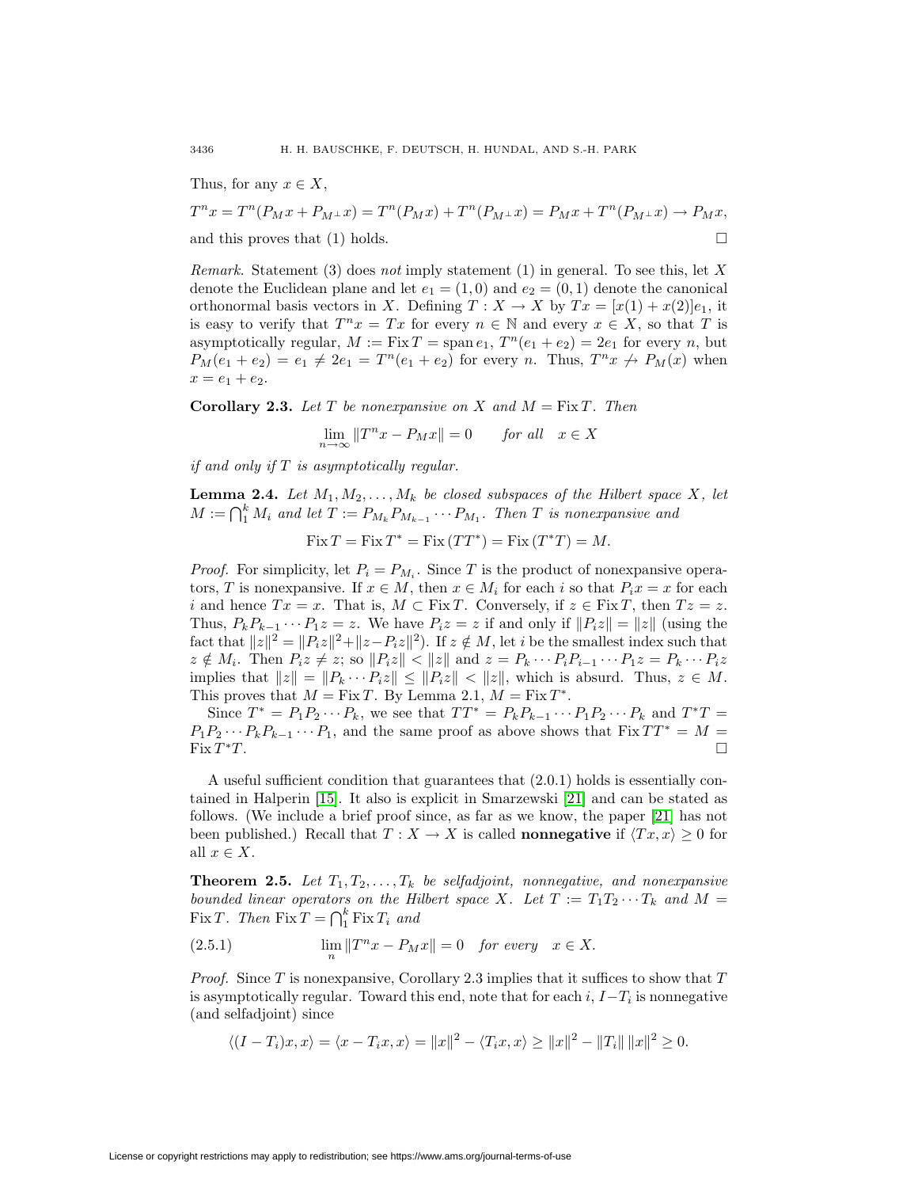Thus, for any $x \in X$,

$$T^n x = T^n(P_M x + P_{M^\perp} x) = T^n(P_M x) + T^n(P_{M^\perp} x) = P_M x + T^n(P_{M^\perp} x) \to P_M x,$$

and this proves that (1) holds. $\square$

*Remark.* Statement (3) does *not* imply statement (1) in general. To see this, let $X$ denote the Euclidean plane and let $e_1 = (1, 0)$ and $e_2 = (0, 1)$ denote the canonical orthonormal basis vectors in $X$. Defining $T : X \to X$ by $Tx = [x(1) + x(2)]e_1$, it is easy to verify that $T^n x = Tx$ for every $n \in \mathbb{N}$ and every $x \in X$, so that $T$ is asymptotically regular, $M := \operatorname{Fix} T = \operatorname{span} e_1$, $T^n(e_1 + e_2) = 2e_1$ for every $n$, but $P_M(e_1 + e_2) = e_1 \neq 2e_1 = T^n(e_1 + e_2)$ for every $n$. Thus, $T^n x \not\to P_M(x)$ when $x = e_1 + e_2$.

**Corollary 2.3.** *Let $T$ be nonexpansive on $X$ and $M = \operatorname{Fix} T$. Then*

$$\lim_{n\to\infty} \|T^n x - P_M x\| = 0 \qquad \textit{for all} \quad x \in X$$

*if and only if $T$ is asymptotically regular.*

**Lemma 2.4.** *Let $M_1, M_2, \ldots, M_k$ be closed subspaces of the Hilbert space $X$, let $M := \bigcap_1^k M_i$ and let $T := P_{M_k} P_{M_{k-1}} \cdots P_{M_1}$. Then $T$ is nonexpansive and*

$$\operatorname{Fix} T = \operatorname{Fix} T^* = \operatorname{Fix}(TT^*) = \operatorname{Fix}(T^*T) = M.$$

*Proof.* For simplicity, let $P_i = P_{M_i}$. Since $T$ is the product of nonexpansive operators, $T$ is nonexpansive. If $x \in M$, then $x \in M_i$ for each $i$ so that $P_i x = x$ for each $i$ and hence $Tx = x$. That is, $M \subset \operatorname{Fix} T$. Conversely, if $z \in \operatorname{Fix} T$, then $Tz = z$. Thus, $P_k P_{k-1} \cdots P_1 z = z$. We have $P_i z = z$ if and only if $\|P_i z\| = \|z\|$ (using the fact that $\|z\|^2 = \|P_i z\|^2 + \|z - P_i z\|^2$). If $z \notin M$, let $i$ be the smallest index such that $z \notin M_i$. Then $P_i z \neq z$; so $\|P_i z\| < \|z\|$ and $z = P_k \cdots P_i P_{i-1} \cdots P_1 z = P_k \cdots P_i z$ implies that $\|z\| = \|P_k \cdots P_i z\| \leq \|P_i z\| < \|z\|$, which is absurd. Thus, $z \in M$. This proves that $M = \operatorname{Fix} T$. By Lemma 2.1, $M = \operatorname{Fix} T^*$.

Since $T^* = P_1 P_2 \cdots P_k$, we see that $TT^* = P_k P_{k-1} \cdots P_1 P_2 \cdots P_k$ and $T^*T = P_1 P_2 \cdots P_k P_{k-1} \cdots P_1$, and the same proof as above shows that $\operatorname{Fix} TT^* = M = \operatorname{Fix} T^*T$. $\square$

A useful sufficient condition that guarantees that (2.0.1) holds is essentially contained in Halperin [15]. It also is explicit in Smarzewski [21] and can be stated as follows. (We include a brief proof since, as far as we know, the paper [21] has not been published.) Recall that $T : X \to X$ is called **nonnegative** if $\langle Tx, x\rangle \geq 0$ for all $x \in X$.

**Theorem 2.5.** *Let $T_1, T_2, \ldots, T_k$ be selfadjoint, nonnegative, and nonexpansive bounded linear operators on the Hilbert space $X$. Let $T := T_1 T_2 \cdots T_k$ and $M = \operatorname{Fix} T$. Then $\operatorname{Fix} T = \bigcap_1^k \operatorname{Fix} T_i$ and*

$$\lim_n \|T^n x - P_M x\| = 0 \quad \textit{for every} \quad x \in X. \tag{2.5.1}$$

*Proof.* Since $T$ is nonexpansive, Corollary 2.3 implies that it suffices to show that $T$ is asymptotically regular. Toward this end, note that for each $i$, $I - T_i$ is nonnegative (and selfadjoint) since

$$\langle (I - T_i)x, x\rangle = \langle x - T_i x, x\rangle = \|x\|^2 - \langle T_i x, x\rangle \geq \|x\|^2 - \|T_i\| \, \|x\|^2 \geq 0.$$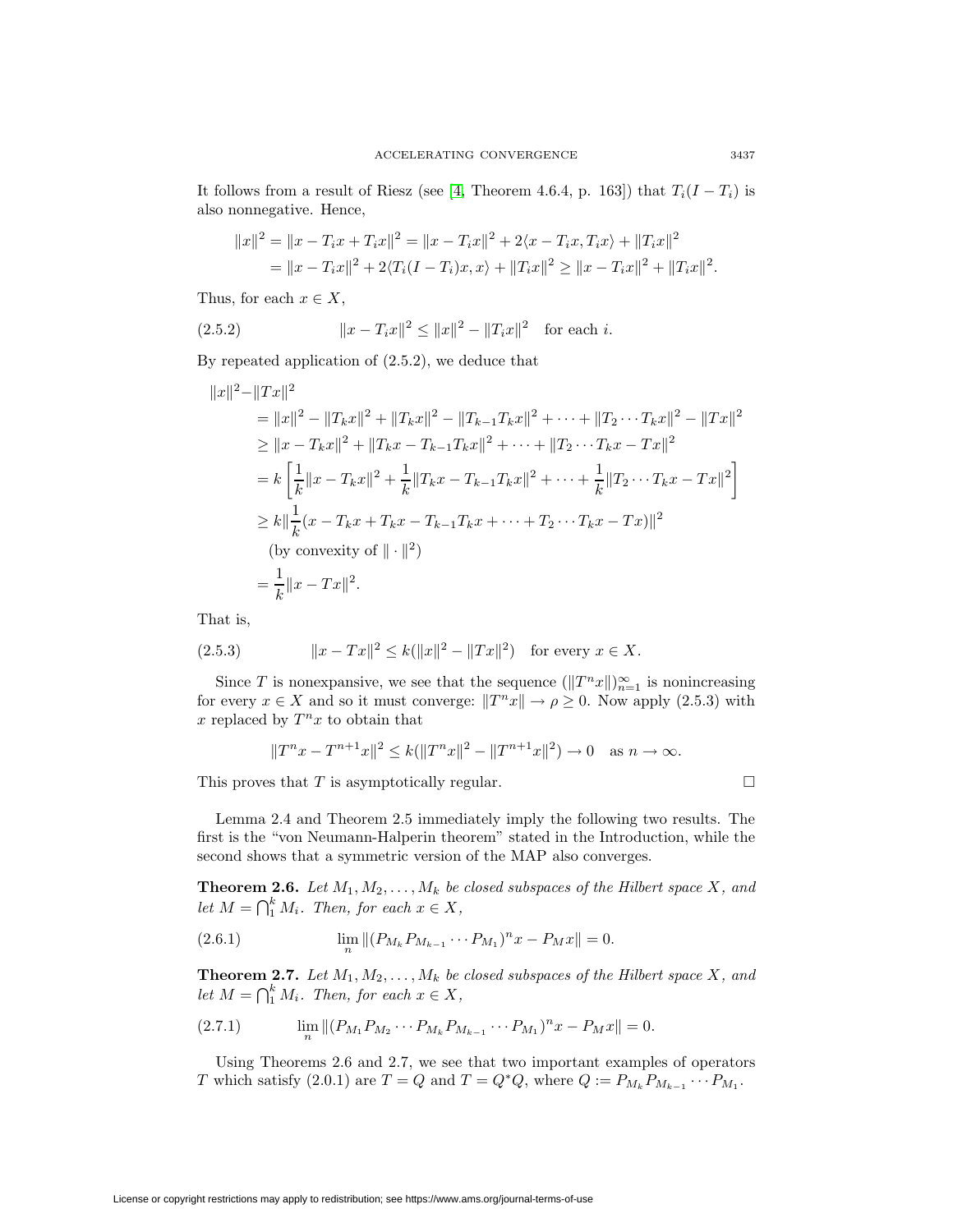It follows from a result of Riesz (see [4, Theorem 4.6.4, p. 163]) that $T_i(I - T_i)$ is also nonnegative. Hence,

$$
\begin{aligned}
\|x\|^2 = \|x - T_i x + T_i x\|^2 &= \|x - T_i x\|^2 + 2\langle x - T_i x, T_i x\rangle + \|T_i x\|^2 \\
&= \|x - T_i x\|^2 + 2\langle T_i(I - T_i)x, x\rangle + \|T_i x\|^2 \geq \|x - T_i x\|^2 + \|T_i x\|^2.
\end{aligned}
$$

Thus, for each $x \in X$,

$$
\|x - T_i x\|^2 \leq \|x\|^2 - \|T_i x\|^2 \quad \text{for each } i. \tag{2.5.2}
$$

By repeated application of (2.5.2), we deduce that

$$
\begin{aligned}
&\|x\|^2 - \|Tx\|^2 \\
&= \|x\|^2 - \|T_k x\|^2 + \|T_k x\|^2 - \|T_{k-1}T_k x\|^2 + \cdots + \|T_2 \cdots T_k x\|^2 - \|Tx\|^2 \\
&\geq \|x - T_k x\|^2 + \|T_k x - T_{k-1}T_k x\|^2 + \cdots + \|T_2 \cdots T_k x - Tx\|^2 \\
&= k\left[\frac{1}{k}\|x - T_k x\|^2 + \frac{1}{k}\|T_k x - T_{k-1}T_k x\|^2 + \cdots + \frac{1}{k}\|T_2 \cdots T_k x - Tx\|^2\right] \\
&\geq k\|\frac{1}{k}(x - T_k x + T_k x - T_{k-1}T_k x + \cdots + T_2 \cdots T_k x - Tx)\|^2 \\
&\quad \text{(by convexity of } \|\cdot\|^2) \\
&= \frac{1}{k}\|x - Tx\|^2.
\end{aligned}
$$

That is,

$$
\|x - Tx\|^2 \leq k(\|x\|^2 - \|Tx\|^2) \quad \text{for every } x \in X. \tag{2.5.3}
$$

Since $T$ is nonexpansive, we see that the sequence $(\|T^n x\|)_{n=1}^{\infty}$ is nonincreasing for every $x \in X$ and so it must converge: $\|T^n x\| \to \rho \geq 0$. Now apply (2.5.3) with $x$ replaced by $T^n x$ to obtain that

$$
\|T^n x - T^{n+1}x\|^2 \leq k(\|T^n x\|^2 - \|T^{n+1}x\|^2) \to 0 \quad \text{as } n \to \infty.
$$

This proves that $T$ is asymptotically regular. □

Lemma 2.4 and Theorem 2.5 immediately imply the following two results. The first is the "von Neumann-Halperin theorem" stated in the Introduction, while the second shows that a symmetric version of the MAP also converges.

**Theorem 2.6.** *Let $M_1, M_2, \ldots, M_k$ be closed subspaces of the Hilbert space $X$, and let $M = \bigcap_1^k M_i$. Then, for each $x \in X$,*

$$
\lim_n \|(P_{M_k} P_{M_{k-1}} \cdots P_{M_1})^n x - P_M x\| = 0. \tag{2.6.1}
$$

**Theorem 2.7.** *Let $M_1, M_2, \ldots, M_k$ be closed subspaces of the Hilbert space $X$, and let $M = \bigcap_1^k M_i$. Then, for each $x \in X$,*

$$
\lim_n \|(P_{M_1} P_{M_2} \cdots P_{M_k} P_{M_{k-1}} \cdots P_{M_1})^n x - P_M x\| = 0. \tag{2.7.1}
$$

Using Theorems 2.6 and 2.7, we see that two important examples of operators $T$ which satisfy (2.0.1) are $T = Q$ and $T = Q^* Q$, where $Q := P_{M_k} P_{M_{k-1}} \cdots P_{M_1}$.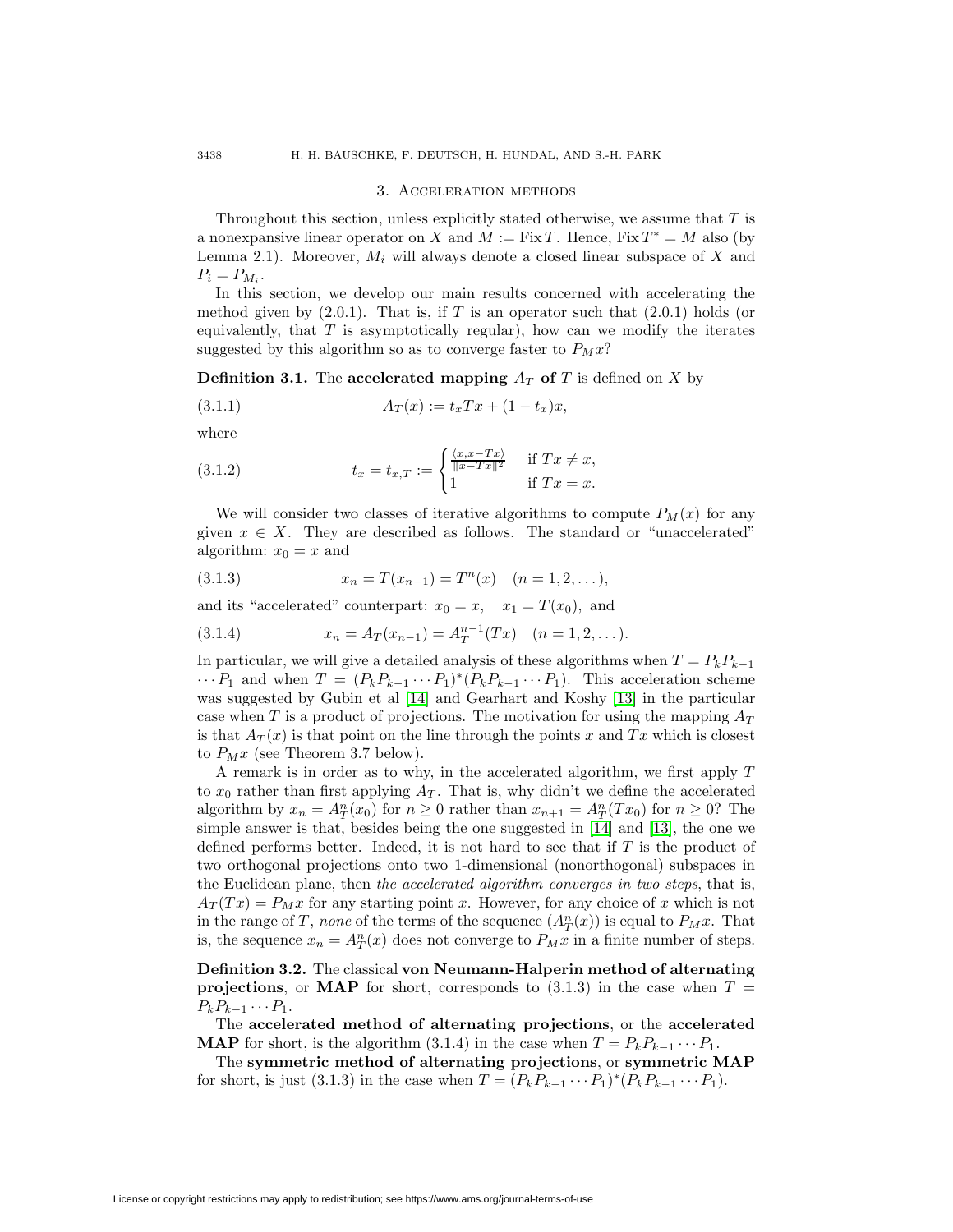## 3. Acceleration methods

Throughout this section, unless explicitly stated otherwise, we assume that $T$ is a nonexpansive linear operator on $X$ and $M := \operatorname{Fix} T$. Hence, $\operatorname{Fix} T^* = M$ also (by Lemma 2.1). Moreover, $M_i$ will always denote a closed linear subspace of $X$ and $P_i = P_{M_i}$.

In this section, we develop our main results concerned with accelerating the method given by (2.0.1). That is, if $T$ is an operator such that (2.0.1) holds (or equivalently, that $T$ is asymptotically regular), how can we modify the iterates suggested by this algorithm so as to converge faster to $P_M x$?

**Definition 3.1.** The **accelerated mapping** $A_T$ **of** $T$ is defined on $X$ by

$$A_T(x) := t_x Tx + (1 - t_x)x, \tag{3.1.1}$$

where

$$t_x = t_{x,T} := \begin{cases} \frac{\langle x, x - Tx\rangle}{\|x - Tx\|^2} & \text{if } Tx \neq x, \\ 1 & \text{if } Tx = x. \end{cases} \tag{3.1.2}$$

We will consider two classes of iterative algorithms to compute $P_M(x)$ for any given $x \in X$. They are described as follows. The standard or "unaccelerated" algorithm: $x_0 = x$ and

$$x_n = T(x_{n-1}) = T^n(x) \quad (n = 1, 2, \dots), \tag{3.1.3}$$

and its "accelerated" counterpart: $x_0 = x$, $\quad x_1 = T(x_0)$, and

$$x_n = A_T(x_{n-1}) = A_T^{n-1}(Tx) \quad (n = 1, 2, \dots). \tag{3.1.4}$$

In particular, we will give a detailed analysis of these algorithms when $T = P_k P_{k-1} \cdots P_1$ and when $T = (P_k P_{k-1} \cdots P_1)^*(P_k P_{k-1} \cdots P_1)$. This acceleration scheme was suggested by Gubin et al [14] and Gearhart and Koshy [13] in the particular case when $T$ is a product of projections. The motivation for using the mapping $A_T$ is that $A_T(x)$ is that point on the line through the points $x$ and $Tx$ which is closest to $P_M x$ (see Theorem 3.7 below).

A remark is in order as to why, in the accelerated algorithm, we first apply $T$ to $x_0$ rather than first applying $A_T$. That is, why didn't we define the accelerated algorithm by $x_n = A_T^n(x_0)$ for $n \geq 0$ rather than $x_{n+1} = A_T^n(Tx_0)$ for $n \geq 0$? The simple answer is that, besides being the one suggested in [14] and [13], the one we defined performs better. Indeed, it is not hard to see that if $T$ is the product of two orthogonal projections onto two 1-dimensional (nonorthogonal) subspaces in the Euclidean plane, then *the accelerated algorithm converges in two steps*, that is, $A_T(Tx) = P_M x$ for any starting point $x$. However, for any choice of $x$ which is not in the range of $T$, *none* of the terms of the sequence $(A_T^n(x))$ is equal to $P_M x$. That is, the sequence $x_n = A_T^n(x)$ does not converge to $P_M x$ in a finite number of steps.

**Definition 3.2.** The classical **von Neumann-Halperin method of alternating projections**, or **MAP** for short, corresponds to (3.1.3) in the case when $T = P_k P_{k-1} \cdots P_1$.

The **accelerated method of alternating projections**, or the **accelerated MAP** for short, is the algorithm (3.1.4) in the case when $T = P_k P_{k-1} \cdots P_1$.

The **symmetric method of alternating projections**, or **symmetric MAP** for short, is just (3.1.3) in the case when $T = (P_k P_{k-1} \cdots P_1)^*(P_k P_{k-1} \cdots P_1)$.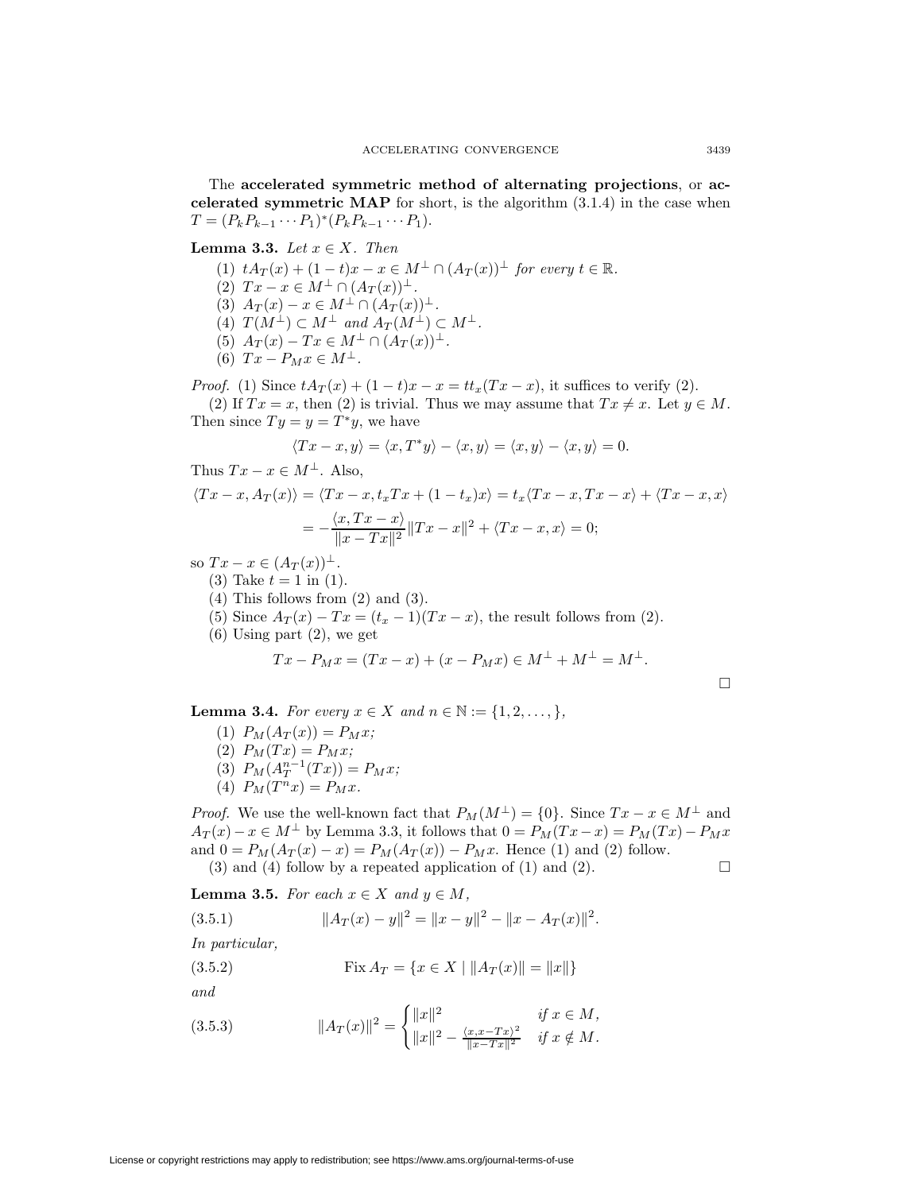The **accelerated symmetric method of alternating projections**, or **accelerated symmetric MAP** for short, is the algorithm (3.1.4) in the case when $T = (P_k P_{k-1} \cdots P_1)^*(P_k P_{k-1} \cdots P_1)$.

**Lemma 3.3.** *Let $x \in X$. Then*

1. $tA_T(x) + (1-t)x - x \in M^\perp \cap (A_T(x))^\perp$ *for every* $t \in \mathbb{R}$.
2. $Tx - x \in M^\perp \cap (A_T(x))^\perp$.
3. $A_T(x) - x \in M^\perp \cap (A_T(x))^\perp$.
4. $T(M^\perp) \subset M^\perp$ *and* $A_T(M^\perp) \subset M^\perp$.
5. $A_T(x) - Tx \in M^\perp \cap (A_T(x))^\perp$.
6. $Tx - P_M x \in M^\perp$.

*Proof.* (1) Since $tA_T(x) + (1-t)x - x = tt_x(Tx - x)$, it suffices to verify (2).

(2) If $Tx = x$, then (2) is trivial. Thus we may assume that $Tx \neq x$. Let $y \in M$. Then since $Ty = y = T^*y$, we have

$$\langle Tx - x, y\rangle = \langle x, T^*y\rangle - \langle x, y\rangle = \langle x, y\rangle - \langle x, y\rangle = 0.$$

Thus $Tx - x \in M^\perp$. Also,

$$\langle Tx - x, A_T(x)\rangle = \langle Tx - x, t_x Tx + (1-t_x)x\rangle = t_x\langle Tx - x, Tx - x\rangle + \langle Tx - x, x\rangle$$

$$= -\frac{\langle x, Tx - x\rangle}{\|x - Tx\|^2}\|Tx - x\|^2 + \langle Tx - x, x\rangle = 0;$$

so $Tx - x \in (A_T(x))^\perp$.

(3) Take $t = 1$ in (1).

(4) This follows from (2) and (3).

(5) Since $A_T(x) - Tx = (t_x - 1)(Tx - x)$, the result follows from (2).

(6) Using part (2), we get

$$Tx - P_M x = (Tx - x) + (x - P_M x) \in M^\perp + M^\perp = M^\perp.$$

□

**Lemma 3.4.** *For every $x \in X$ and $n \in \mathbb{N} := \{1, 2, \ldots, \}$,*

1. $P_M(A_T(x)) = P_M x$;
2. $P_M(Tx) = P_M x$;
3. $P_M(A_T^{n-1}(Tx)) = P_M x$;
4. $P_M(T^n x) = P_M x$.

*Proof.* We use the well-known fact that $P_M(M^\perp) = \{0\}$. Since $Tx - x \in M^\perp$ and $A_T(x) - x \in M^\perp$ by Lemma 3.3, it follows that $0 = P_M(Tx - x) = P_M(Tx) - P_M x$ and $0 = P_M(A_T(x) - x) = P_M(A_T(x)) - P_M x$. Hence (1) and (2) follow.

(3) and (4) follow by a repeated application of (1) and (2). □

**Lemma 3.5.** *For each $x \in X$ and $y \in M$,*

$$\|A_T(x) - y\|^2 = \|x - y\|^2 - \|x - A_T(x)\|^2. \tag{3.5.1}$$

*In particular,*

$$\operatorname{Fix} A_T = \{x \in X \mid \|A_T(x)\| = \|x\|\} \tag{3.5.2}$$

*and*

$$\|A_T(x)\|^2 = \begin{cases} \|x\|^2 & \text{if } x \in M, \\ \|x\|^2 - \frac{\langle x, x - Tx\rangle^2}{\|x - Tx\|^2} & \text{if } x \notin M. \end{cases} \tag{3.5.3}$$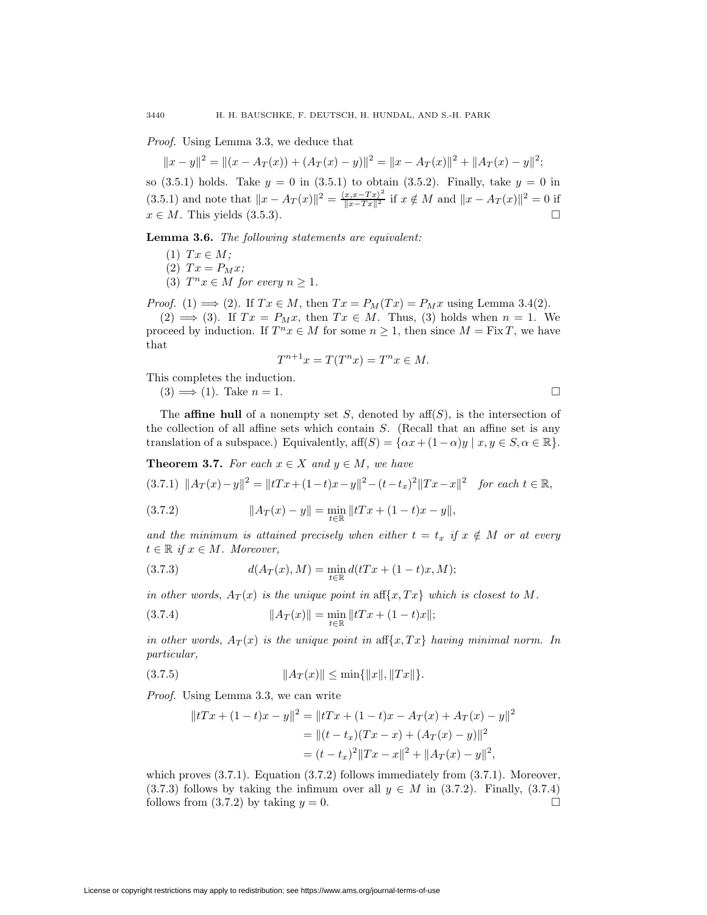*Proof.* Using Lemma 3.3, we deduce that

$$\|x - y\|^2 = \|(x - A_T(x)) + (A_T(x) - y)\|^2 = \|x - A_T(x)\|^2 + \|A_T(x) - y\|^2;$$

so (3.5.1) holds. Take $y = 0$ in (3.5.1) to obtain (3.5.2). Finally, take $y = 0$ in (3.5.1) and note that $\|x - A_T(x)\|^2 = \frac{\langle x, x-Tx\rangle^2}{\|x-Tx\|^2}$ if $x \notin M$ and $\|x - A_T(x)\|^2 = 0$ if $x \in M$. This yields (3.5.3). □

**Lemma 3.6.** *The following statements are equivalent:*

(1) $Tx \in M$*;*
(2) $Tx = P_M x$*;*
(3) $T^n x \in M$ *for every* $n \geq 1$*.*

*Proof.* (1) $\implies$ (2). If $Tx \in M$, then $Tx = P_M(Tx) = P_M x$ using Lemma 3.4(2).

(2) $\implies$ (3). If $Tx = P_M x$, then $Tx \in M$. Thus, (3) holds when $n = 1$. We proceed by induction. If $T^n x \in M$ for some $n \geq 1$, then since $M = \operatorname{Fix} T$, we have that

$$T^{n+1}x = T(T^n x) = T^n x \in M.$$

This completes the induction.

(3) $\implies$ (1). Take $n = 1$. □

The **affine hull** of a nonempty set $S$, denoted by $\operatorname{aff}(S)$, is the intersection of the collection of all affine sets which contain $S$. (Recall that an affine set is any translation of a subspace.) Equivalently, $\operatorname{aff}(S) = \{\alpha x + (1-\alpha)y \mid x, y \in S, \alpha \in \mathbb{R}\}$.

**Theorem 3.7.** *For each* $x \in X$ *and* $y \in M$*, we have*

$$(3.7.1)\quad \|A_T(x) - y\|^2 = \|tTx + (1-t)x - y\|^2 - (t - t_x)^2\|Tx - x\|^2 \quad \text{for each } t \in \mathbb{R},$$

$$(3.7.2)\qquad \|A_T(x) - y\| = \min_{t\in\mathbb{R}} \|tTx + (1-t)x - y\|,$$

*and the minimum is attained precisely when either* $t = t_x$ *if* $x \notin M$ *or at every* $t \in \mathbb{R}$ *if* $x \in M$*. Moreover,*

$$(3.7.3)\qquad d(A_T(x), M) = \min_{t\in\mathbb{R}} d(tTx + (1-t)x, M);$$

*in other words,* $A_T(x)$ *is the unique point in* $\operatorname{aff}\{x, Tx\}$ *which is closest to* $M$*.*

$$(3.7.4)\qquad \|A_T(x)\| = \min_{t\in\mathbb{R}} \|tTx + (1-t)x\|;$$

*in other words,* $A_T(x)$ *is the unique point in* $\operatorname{aff}\{x, Tx\}$ *having minimal norm. In particular,*

$$(3.7.5)\qquad \|A_T(x)\| \leq \min\{\|x\|, \|Tx\|\}.$$

*Proof.* Using Lemma 3.3, we can write

$$\begin{aligned}
\|tTx + (1-t)x - y\|^2 &= \|tTx + (1-t)x - A_T(x) + A_T(x) - y\|^2 \\
&= \|(t - t_x)(Tx - x) + (A_T(x) - y)\|^2 \\
&= (t - t_x)^2\|Tx - x\|^2 + \|A_T(x) - y\|^2,
\end{aligned}$$

which proves (3.7.1). Equation (3.7.2) follows immediately from (3.7.1). Moreover, (3.7.3) follows by taking the infimum over all $y \in M$ in (3.7.2). Finally, (3.7.4) follows from (3.7.2) by taking $y = 0$. □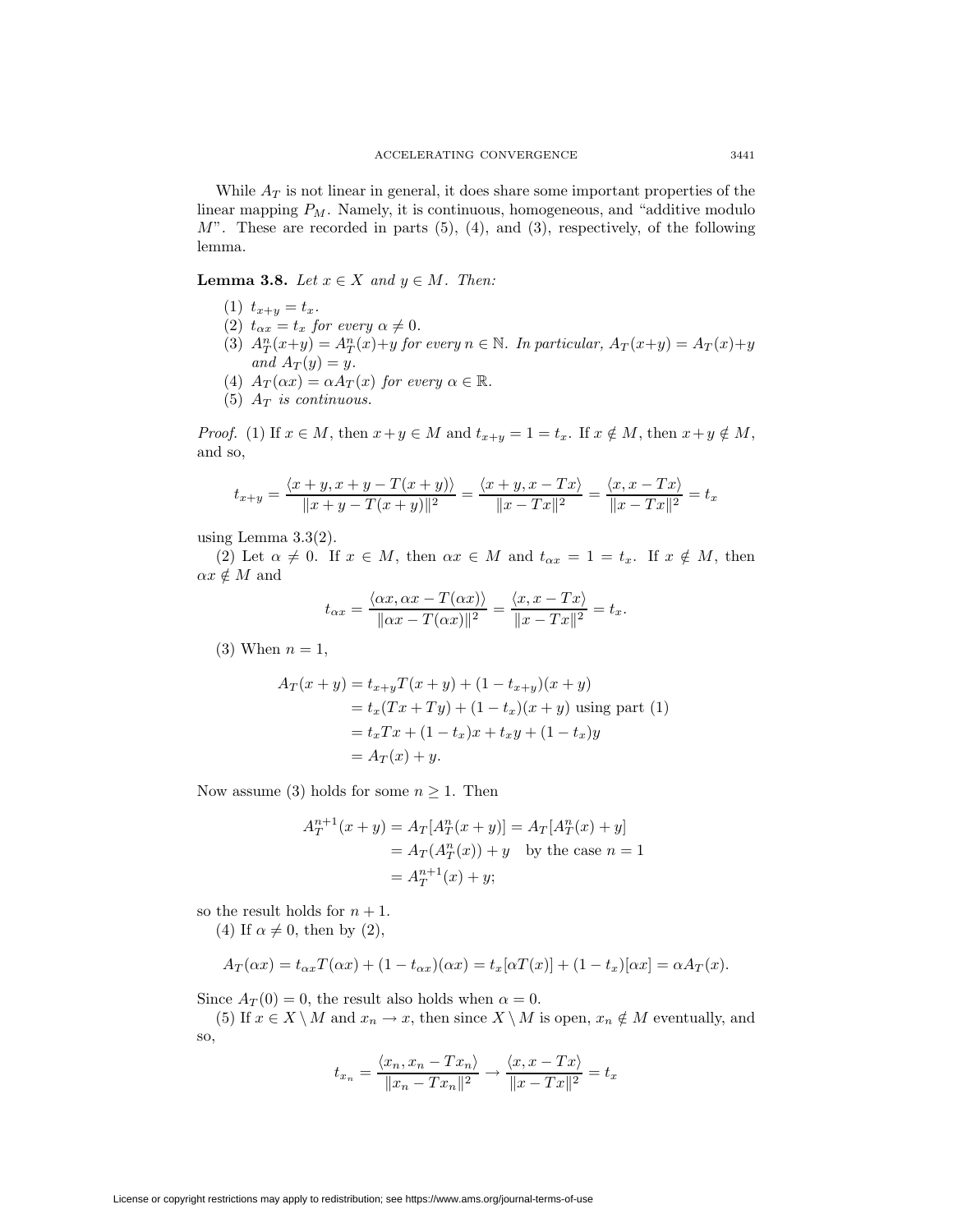While $A_T$ is not linear in general, it does share some important properties of the linear mapping $P_M$. Namely, it is continuous, homogeneous, and "additive modulo $M$". These are recorded in parts (5), (4), and (3), respectively, of the following lemma.

**Lemma 3.8.** *Let $x \in X$ and $y \in M$. Then:*

1. $t_{x+y} = t_x$.
2. $t_{\alpha x} = t_x$ *for every* $\alpha \neq 0$.
3. $A_T^n(x+y) = A_T^n(x)+y$ *for every* $n \in \mathbb{N}$. *In particular,* $A_T(x+y) = A_T(x)+y$ *and* $A_T(y) = y$.
4. $A_T(\alpha x) = \alpha A_T(x)$ *for every* $\alpha \in \mathbb{R}$.
5. $A_T$ *is continuous.*

*Proof.* (1) If $x \in M$, then $x+y \in M$ and $t_{x+y} = 1 = t_x$. If $x \notin M$, then $x+y \notin M$, and so,

$$t_{x+y} = \frac{\langle x+y, x+y-T(x+y)\rangle}{\|x+y-T(x+y)\|^2} = \frac{\langle x+y, x-Tx\rangle}{\|x-Tx\|^2} = \frac{\langle x, x-Tx\rangle}{\|x-Tx\|^2} = t_x$$

using Lemma 3.3(2).

(2) Let $\alpha \neq 0$. If $x \in M$, then $\alpha x \in M$ and $t_{\alpha x} = 1 = t_x$. If $x \notin M$, then $\alpha x \notin M$ and

$$t_{\alpha x} = \frac{\langle \alpha x, \alpha x - T(\alpha x)\rangle}{\|\alpha x - T(\alpha x)\|^2} = \frac{\langle x, x-Tx\rangle}{\|x-Tx\|^2} = t_x.$$

(3) When $n = 1$,

$$\begin{aligned}
A_T(x+y) &= t_{x+y}T(x+y) + (1-t_{x+y})(x+y) \\
&= t_x(Tx+Ty) + (1-t_x)(x+y) \text{ using part (1)} \\
&= t_xTx + (1-t_x)x + t_xy + (1-t_x)y \\
&= A_T(x) + y.
\end{aligned}$$

Now assume (3) holds for some $n \geq 1$. Then

$$\begin{aligned}
A_T^{n+1}(x+y) &= A_T[A_T^n(x+y)] = A_T[A_T^n(x)+y] \\
&= A_T(A_T^n(x)) + y \quad \text{by the case } n = 1 \\
&= A_T^{n+1}(x) + y;
\end{aligned}$$

so the result holds for $n+1$.

(4) If $\alpha \neq 0$, then by (2),

$$A_T(\alpha x) = t_{\alpha x}T(\alpha x) + (1-t_{\alpha x})(\alpha x) = t_x[\alpha T(x)] + (1-t_x)[\alpha x] = \alpha A_T(x).$$

Since $A_T(0) = 0$, the result also holds when $\alpha = 0$.

(5) If $x \in X \setminus M$ and $x_n \to x$, then since $X \setminus M$ is open, $x_n \notin M$ eventually, and so,

$$t_{x_n} = \frac{\langle x_n, x_n - Tx_n\rangle}{\|x_n - Tx_n\|^2} \to \frac{\langle x, x-Tx\rangle}{\|x-Tx\|^2} = t_x$$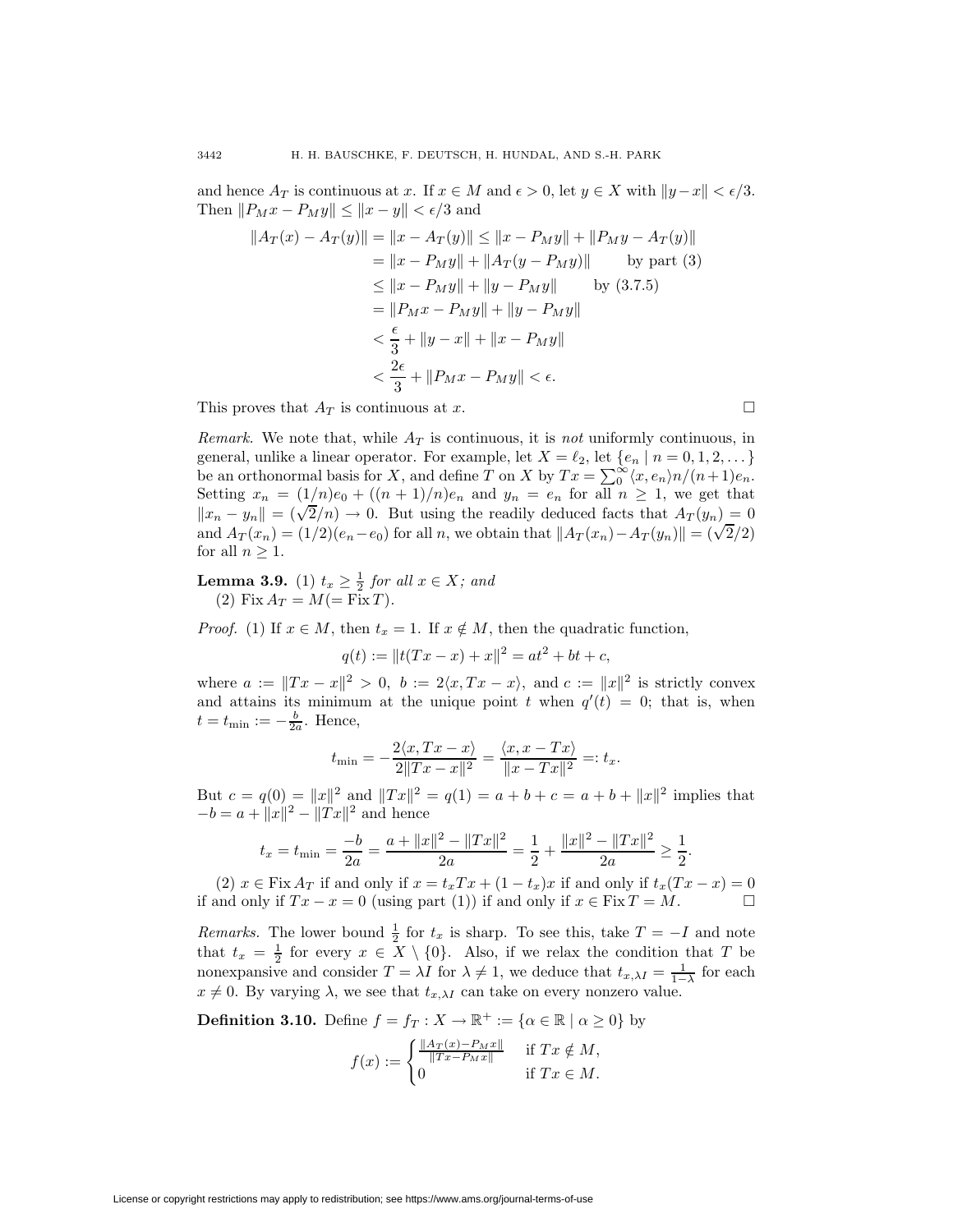and hence $A_T$ is continuous at $x$. If $x \in M$ and $\epsilon > 0$, let $y \in X$ with $\|y - x\| < \epsilon/3$. Then $\|P_M x - P_M y\| \le \|x - y\| < \epsilon/3$ and

$$
\begin{aligned}
\|A_T(x) - A_T(y)\| &= \|x - A_T(y)\| \le \|x - P_M y\| + \|P_M y - A_T(y)\| \\
&= \|x - P_M y\| + \|A_T(y - P_M y)\| \qquad \text{by part (3)} \\
&\le \|x - P_M y\| + \|y - P_M y\| \qquad \text{by (3.7.5)} \\
&= \|P_M x - P_M y\| + \|y - P_M y\| \\
&< \frac{\epsilon}{3} + \|y - x\| + \|x - P_M y\| \\
&< \frac{2\epsilon}{3} + \|P_M x - P_M y\| < \epsilon.
\end{aligned}
$$

This proves that $A_T$ is continuous at $x$. □

*Remark.* We note that, while $A_T$ is continuous, it is *not* uniformly continuous, in general, unlike a linear operator. For example, let $X = \ell_2$, let $\{e_n \mid n = 0, 1, 2, \dots\}$ be an orthonormal basis for $X$, and define $T$ on $X$ by $Tx = \sum_0^\infty \langle x, e_n \rangle n/(n+1) e_n$. Setting $x_n = (1/n)e_0 + ((n+1)/n)e_n$ and $y_n = e_n$ for all $n \ge 1$, we get that $\|x_n - y_n\| = (\sqrt{2}/n) \to 0$. But using the readily deduced facts that $A_T(y_n) = 0$ and $A_T(x_n) = (1/2)(e_n - e_0)$ for all $n$, we obtain that $\|A_T(x_n) - A_T(y_n)\| = (\sqrt{2}/2)$ for all $n \ge 1$.

**Lemma 3.9.** (1) *$t_x \ge \frac{1}{2}$ for all $x \in X$; and*
(2) $\operatorname{Fix} A_T = M (= \operatorname{Fix} T)$.

*Proof.* (1) If $x \in M$, then $t_x = 1$. If $x \notin M$, then the quadratic function,

$$
q(t) := \|t(Tx - x) + x\|^2 = at^2 + bt + c,
$$

where $a := \|Tx - x\|^2 > 0$, $b := 2\langle x, Tx - x\rangle$, and $c := \|x\|^2$ is strictly convex and attains its minimum at the unique point $t$ when $q'(t) = 0$; that is, when $t = t_{\min} := -\frac{b}{2a}$. Hence,

$$
t_{\min} = -\frac{2\langle x, Tx - x\rangle}{2\|Tx - x\|^2} = \frac{\langle x, x - Tx\rangle}{\|x - Tx\|^2} =: t_x.
$$

But $c = q(0) = \|x\|^2$ and $\|Tx\|^2 = q(1) = a + b + c = a + b + \|x\|^2$ implies that $-b = a + \|x\|^2 - \|Tx\|^2$ and hence

$$
t_x = t_{\min} = \frac{-b}{2a} = \frac{a + \|x\|^2 - \|Tx\|^2}{2a} = \frac{1}{2} + \frac{\|x\|^2 - \|Tx\|^2}{2a} \ge \frac{1}{2}.
$$

(2) $x \in \operatorname{Fix} A_T$ if and only if $x = t_x Tx + (1 - t_x)x$ if and only if $t_x(Tx - x) = 0$ if and only if $Tx - x = 0$ (using part (1)) if and only if $x \in \operatorname{Fix} T = M$. □

*Remarks.* The lower bound $\frac{1}{2}$ for $t_x$ is sharp. To see this, take $T = -I$ and note that $t_x = \frac{1}{2}$ for every $x \in X \setminus \{0\}$. Also, if we relax the condition that $T$ be nonexpansive and consider $T = \lambda I$ for $\lambda \ne 1$, we deduce that $t_{x,\lambda I} = \frac{1}{1-\lambda}$ for each $x \ne 0$. By varying $\lambda$, we see that $t_{x,\lambda I}$ can take on every nonzero value.

**Definition 3.10.** Define $f = f_T : X \to \mathbb{R}^+ := \{\alpha \in \mathbb{R} \mid \alpha \ge 0\}$ by

$$
f(x) := \begin{cases} \frac{\|A_T(x) - P_M x\|}{\|Tx - P_M x\|} & \text{if } Tx \notin M, \\ 0 & \text{if } Tx \in M. \end{cases}
$$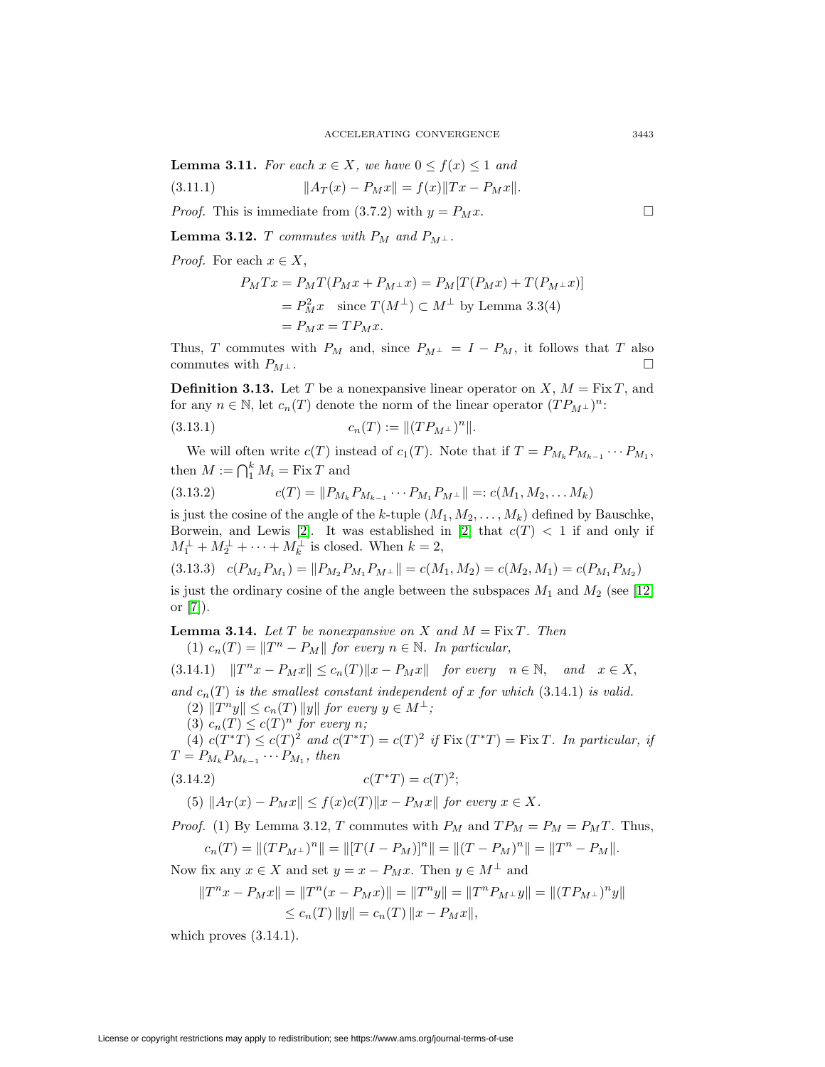**Lemma 3.11.** *For each $x \in X$, we have $0 \le f(x) \le 1$ and*

$$\|A_T(x) - P_M x\| = f(x)\|Tx - P_M x\|. \tag{3.11.1}$$

*Proof.* This is immediate from (3.7.2) with $y = P_M x$. ☐

**Lemma 3.12.** *$T$ commutes with $P_M$ and $P_{M^\perp}$.*

*Proof.* For each $x \in X$,

$$\begin{aligned} P_M T x &= P_M T(P_M x + P_{M^\perp} x) = P_M[T(P_M x) + T(P_{M^\perp} x)] \\ &= P_M^2 x \quad \text{since } T(M^\perp) \subset M^\perp \text{ by Lemma 3.3(4)} \\ &= P_M x = T P_M x. \end{aligned}$$

Thus, $T$ commutes with $P_M$ and, since $P_{M^\perp} = I - P_M$, it follows that $T$ also commutes with $P_{M^\perp}$. ☐

**Definition 3.13.** Let $T$ be a nonexpansive linear operator on $X$, $M = \operatorname{Fix} T$, and for any $n \in \mathbb{N}$, let $c_n(T)$ denote the norm of the linear operator $(TP_{M^\perp})^n$:

$$c_n(T) := \|(TP_{M^\perp})^n\|. \tag{3.13.1}$$

We will often write $c(T)$ instead of $c_1(T)$. Note that if $T = P_{M_k} P_{M_{k-1}} \cdots P_{M_1}$, then $M := \bigcap_1^k M_i = \operatorname{Fix} T$ and

$$c(T) = \|P_{M_k} P_{M_{k-1}} \cdots P_{M_1} P_{M^\perp}\| =: c(M_1, M_2, \ldots M_k) \tag{3.13.2}$$

is just the cosine of the angle of the $k$-tuple $(M_1, M_2, \ldots, M_k)$ defined by Bauschke, Borwein, and Lewis [2]. It was established in [2] that $c(T) < 1$ if and only if $M_1^\perp + M_2^\perp + \cdots + M_k^\perp$ is closed. When $k = 2$,

$$c(P_{M_2} P_{M_1}) = \|P_{M_2} P_{M_1} P_{M^\perp}\| = c(M_1, M_2) = c(M_2, M_1) = c(P_{M_1} P_{M_2}) \tag{3.13.3}$$

is just the ordinary cosine of the angle between the subspaces $M_1$ and $M_2$ (see [12] or [7]).

**Lemma 3.14.** *Let $T$ be nonexpansive on $X$ and $M = \operatorname{Fix} T$. Then*

(1) *$c_n(T) = \|T^n - P_M\|$ for every $n \in \mathbb{N}$. In particular,*

$$\|T^n x - P_M x\| \le c_n(T)\|x - P_M x\| \quad \text{for every} \quad n \in \mathbb{N}, \quad \text{and} \quad x \in X, \tag{3.14.1}$$

*and $c_n(T)$ is the smallest constant independent of $x$ for which (3.14.1) is valid.*

(2) *$\|T^n y\| \le c_n(T)\,\|y\|$ for every $y \in M^\perp$;*

(3) *$c_n(T) \le c(T)^n$ for every $n$;*

(4) *$c(T^*T) \le c(T)^2$ and $c(T^*T) = c(T)^2$ if $\operatorname{Fix}(T^*T) = \operatorname{Fix} T$. In particular, if $T = P_{M_k} P_{M_{k-1}} \cdots P_{M_1}$, then*

$$c(T^*T) = c(T)^2; \tag{3.14.2}$$

(5) *$\|A_T(x) - P_M x\| \le f(x) c(T) \|x - P_M x\|$ for every $x \in X$.*

*Proof.* (1) By Lemma 3.12, $T$ commutes with $P_M$ and $TP_M = P_M = P_M T$. Thus,

$$c_n(T) = \|(TP_{M^\perp})^n\| = \|[T(I - P_M)]^n\| = \|(T - P_M)^n\| = \|T^n - P_M\|.$$

Now fix any $x \in X$ and set $y = x - P_M x$. Then $y \in M^\perp$ and

$$\begin{aligned} \|T^n x - P_M x\| &= \|T^n(x - P_M x)\| = \|T^n y\| = \|T^n P_{M^\perp} y\| = \|(TP_{M^\perp})^n y\| \\ &\le c_n(T)\,\|y\| = c_n(T)\,\|x - P_M x\|, \end{aligned}$$

which proves (3.14.1).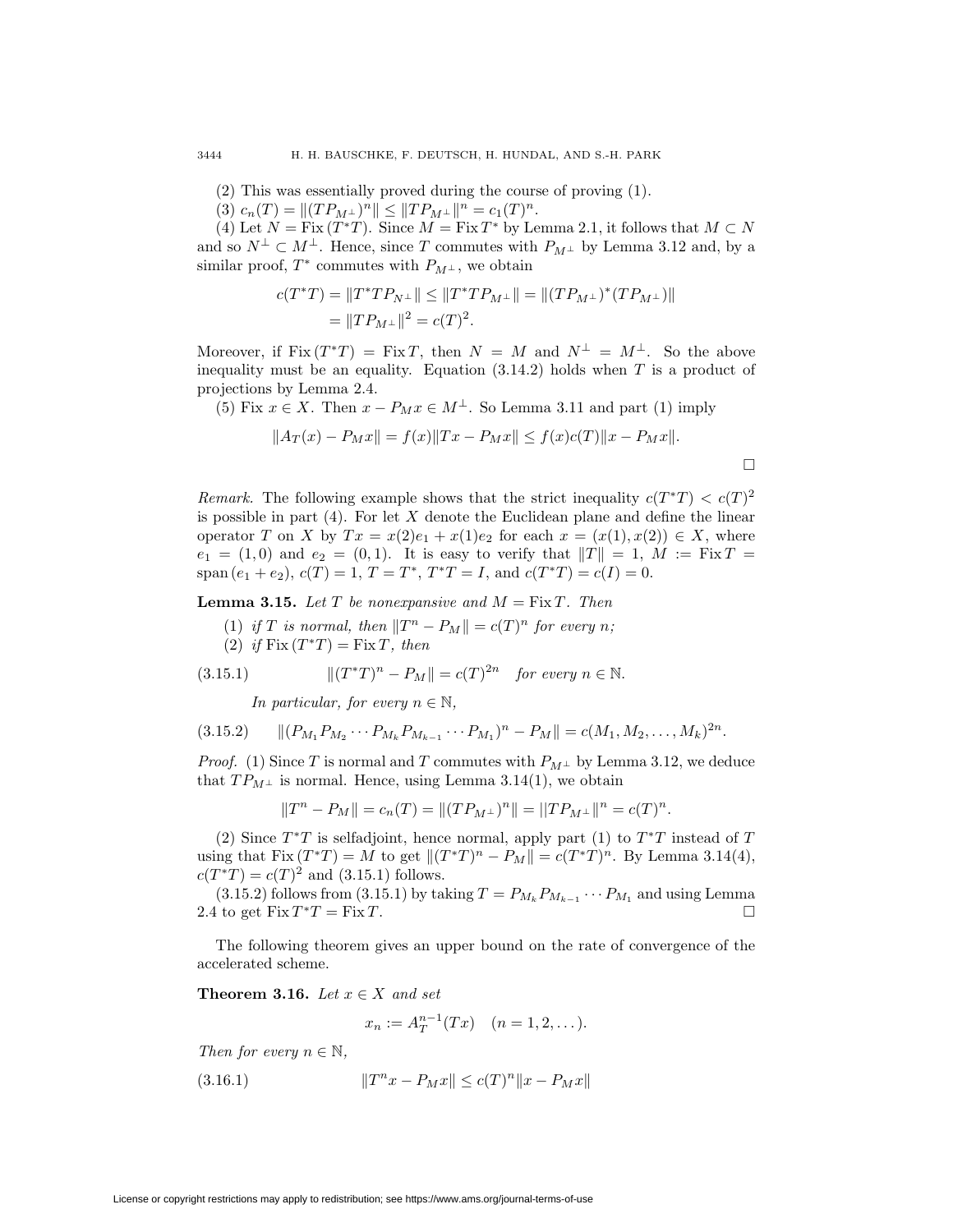(2) This was essentially proved during the course of proving (1).

(3) $c_n(T) = \|(TP_{M^\perp})^n\| \leq \|TP_{M^\perp}\|^n = c_1(T)^n$.

(4) Let $N = \operatorname{Fix}(T^*T)$. Since $M = \operatorname{Fix} T^*$ by Lemma 2.1, it follows that $M \subset N$ and so $N^\perp \subset M^\perp$. Hence, since $T$ commutes with $P_{M^\perp}$ by Lemma 3.12 and, by a similar proof, $T^*$ commutes with $P_{M^\perp}$, we obtain

$$\begin{aligned} c(T^*T) &= \|T^*TP_{N^\perp}\| \leq \|T^*TP_{M^\perp}\| = \|(TP_{M^\perp})^*(TP_{M^\perp})\| \\ &= \|TP_{M^\perp}\|^2 = c(T)^2. \end{aligned}$$

Moreover, if $\operatorname{Fix}(T^*T) = \operatorname{Fix} T$, then $N = M$ and $N^\perp = M^\perp$. So the above inequality must be an equality. Equation (3.14.2) holds when $T$ is a product of projections by Lemma 2.4.

(5) Fix $x \in X$. Then $x - P_M x \in M^\perp$. So Lemma 3.11 and part (1) imply

$$\|A_T(x) - P_M x\| = f(x)\|Tx - P_M x\| \leq f(x)c(T)\|x - P_M x\|.$$

□

*Remark.* The following example shows that the strict inequality $c(T^*T) < c(T)^2$ is possible in part (4). For let $X$ denote the Euclidean plane and define the linear operator $T$ on $X$ by $Tx = x(2)e_1 + x(1)e_2$ for each $x = (x(1), x(2)) \in X$, where $e_1 = (1, 0)$ and $e_2 = (0, 1)$. It is easy to verify that $\|T\| = 1$, $M := \operatorname{Fix} T = \operatorname{span}(e_1 + e_2)$, $c(T) = 1$, $T = T^*$, $T^*T = I$, and $c(T^*T) = c(I) = 0$.

**Lemma 3.15.** *Let $T$ be nonexpansive and $M = \operatorname{Fix} T$. Then*

(1) *if $T$ is normal, then $\|T^n - P_M\| = c(T)^n$ for every $n$;*

(2) *if $\operatorname{Fix}(T^*T) = \operatorname{Fix} T$, then*

$$\|(T^*T)^n - P_M\| = c(T)^{2n} \quad \text{for every } n \in \mathbb{N}. \tag{3.15.1}$$

*In particular, for every $n \in \mathbb{N}$,*

$$\|(P_{M_1}P_{M_2}\cdots P_{M_k}P_{M_{k-1}}\cdots P_{M_1})^n - P_M\| = c(M_1, M_2, \ldots, M_k)^{2n}. \tag{3.15.2}$$

*Proof.* (1) Since $T$ is normal and $T$ commutes with $P_{M^\perp}$ by Lemma 3.12, we deduce that $TP_{M^\perp}$ is normal. Hence, using Lemma 3.14(1), we obtain

$$\|T^n - P_M\| = c_n(T) = \|(TP_{M^\perp})^n\| = \|TP_{M^\perp}\|^n = c(T)^n.$$

(2) Since $T^*T$ is selfadjoint, hence normal, apply part (1) to $T^*T$ instead of $T$ using that $\operatorname{Fix}(T^*T) = M$ to get $\|(T^*T)^n - P_M\| = c(T^*T)^n$. By Lemma 3.14(4), $c(T^*T) = c(T)^2$ and (3.15.1) follows.

(3.15.2) follows from (3.15.1) by taking $T = P_{M_k}P_{M_{k-1}}\cdots P_{M_1}$ and using Lemma 2.4 to get $\operatorname{Fix} T^*T = \operatorname{Fix} T$. □

The following theorem gives an upper bound on the rate of convergence of the accelerated scheme.

**Theorem 3.16.** *Let $x \in X$ and set*

$$x_n := A_T^{n-1}(Tx) \quad (n = 1, 2, \ldots).$$

*Then for every $n \in \mathbb{N}$,*

$$\|T^n x - P_M x\| \leq c(T)^n \|x - P_M x\| \tag{3.16.1}$$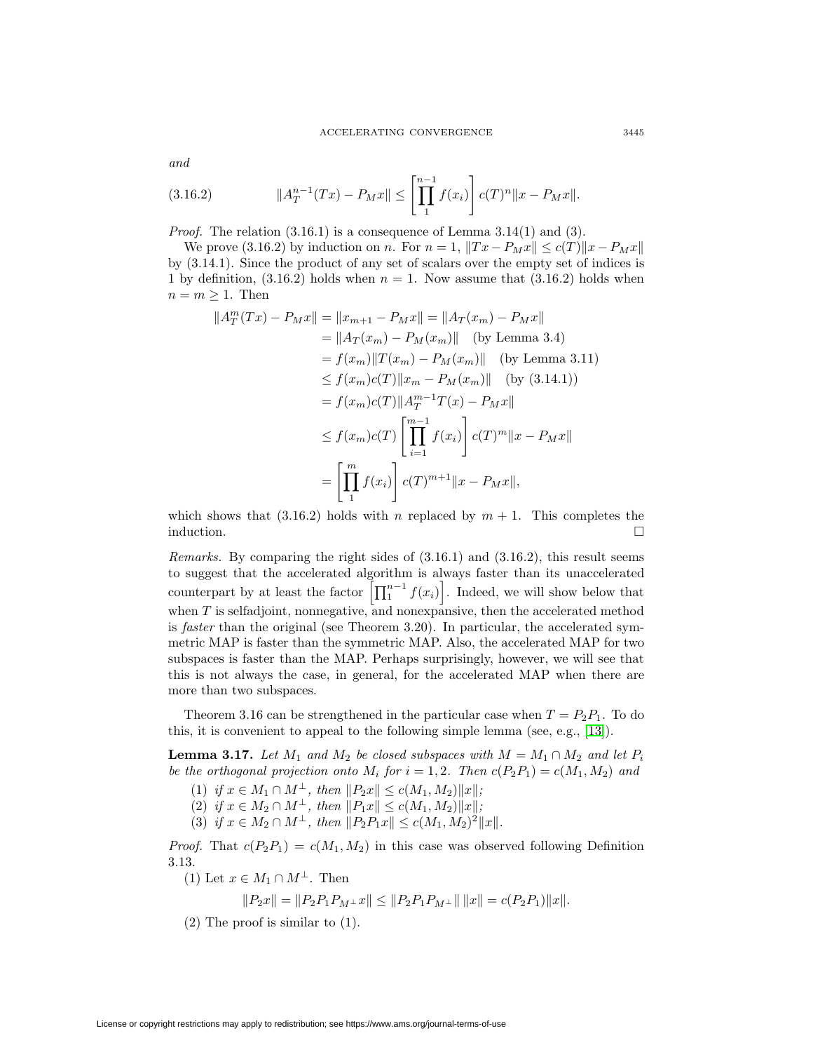*and*

$$\|A_T^{n-1}(Tx) - P_M x\| \leq \left[\prod_1^{n-1} f(x_i)\right] c(T)^n \|x - P_M x\|. \tag{3.16.2}$$

*Proof.* The relation (3.16.1) is a consequence of Lemma 3.14(1) and (3).

We prove (3.16.2) by induction on $n$. For $n = 1$, $\|Tx - P_M x\| \leq c(T)\|x - P_M x\|$ by (3.14.1). Since the product of any set of scalars over the empty set of indices is 1 by definition, (3.16.2) holds when $n = 1$. Now assume that (3.16.2) holds when $n = m \geq 1$. Then

$$\begin{aligned}
\|A_T^m(Tx) - P_M x\| &= \|x_{m+1} - P_M x\| = \|A_T(x_m) - P_M x\| \\
&= \|A_T(x_m) - P_M(x_m)\| \quad \text{(by Lemma 3.4)} \\
&= f(x_m)\|T(x_m) - P_M(x_m)\| \quad \text{(by Lemma 3.11)} \\
&\leq f(x_m)c(T)\|x_m - P_M(x_m)\| \quad \text{(by (3.14.1))} \\
&= f(x_m)c(T)\|A_T^{m-1}T(x) - P_M x\| \\
&\leq f(x_m)c(T)\left[\prod_{i=1}^{m-1} f(x_i)\right] c(T)^m \|x - P_M x\| \\
&= \left[\prod_1^m f(x_i)\right] c(T)^{m+1}\|x - P_M x\|,
\end{aligned}$$

which shows that (3.16.2) holds with $n$ replaced by $m + 1$. This completes the induction. $\square$

*Remarks.* By comparing the right sides of (3.16.1) and (3.16.2), this result seems to suggest that the accelerated algorithm is always faster than its unaccelerated counterpart by at least the factor $\left[\prod_1^{n-1} f(x_i)\right]$. Indeed, we will show below that when $T$ is selfadjoint, nonnegative, and nonexpansive, then the accelerated method is *faster* than the original (see Theorem 3.20). In particular, the accelerated symmetric MAP is faster than the symmetric MAP. Also, the accelerated MAP for two subspaces is faster than the MAP. Perhaps surprisingly, however, we will see that this is not always the case, in general, for the accelerated MAP when there are more than two subspaces.

Theorem 3.16 can be strengthened in the particular case when $T = P_2P_1$. To do this, it is convenient to appeal to the following simple lemma (see, e.g., [13]).

**Lemma 3.17.** *Let $M_1$ and $M_2$ be closed subspaces with $M = M_1 \cap M_2$ and let $P_i$ be the orthogonal projection onto $M_i$ for $i = 1, 2$. Then $c(P_2P_1) = c(M_1, M_2)$ and*

1. *if $x \in M_1 \cap M^\perp$, then $\|P_2 x\| \leq c(M_1, M_2)\|x\|$;*
2. *if $x \in M_2 \cap M^\perp$, then $\|P_1 x\| \leq c(M_1, M_2)\|x\|$;*
3. *if $x \in M_2 \cap M^\perp$, then $\|P_2P_1 x\| \leq c(M_1, M_2)^2\|x\|$.*

*Proof.* That $c(P_2P_1) = c(M_1, M_2)$ in this case was observed following Definition 3.13.

(1) Let $x \in M_1 \cap M^\perp$. Then

$$\|P_2 x\| = \|P_2P_1P_{M^\perp}x\| \leq \|P_2P_1P_{M^\perp}\| \, \|x\| = c(P_2P_1)\|x\|.$$

(2) The proof is similar to (1).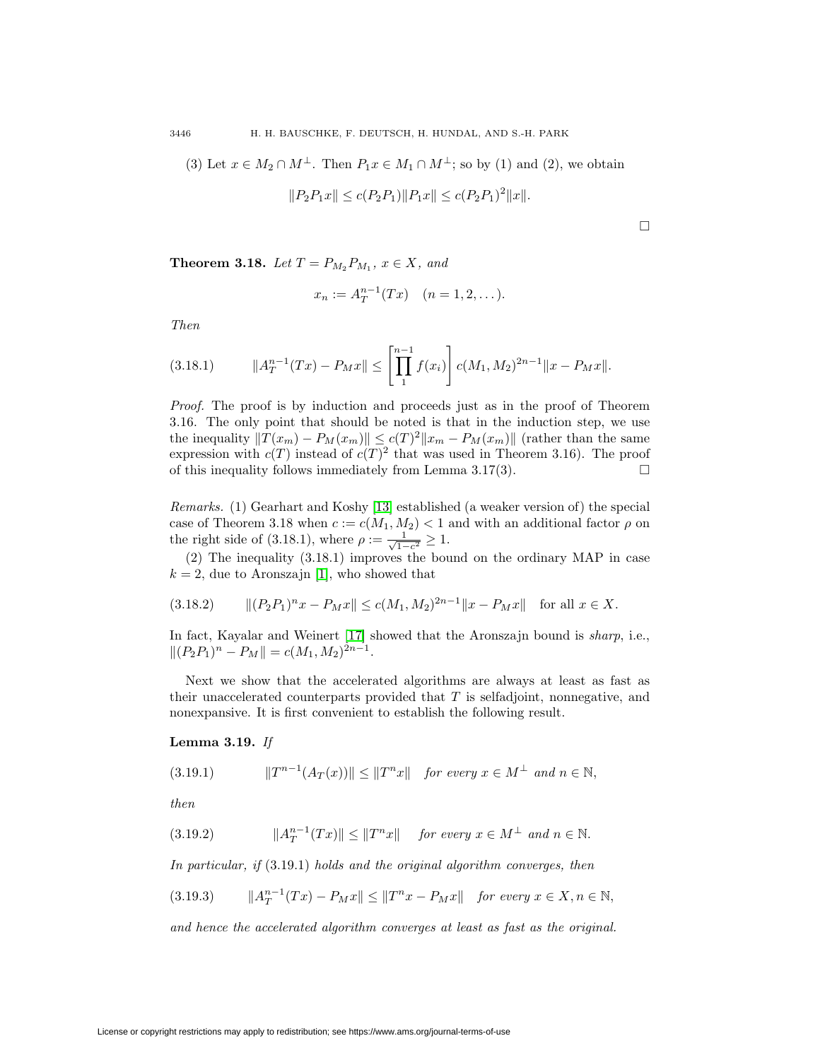(3) Let $x \in M_2 \cap M^{\perp}$. Then $P_1 x \in M_1 \cap M^{\perp}$; so by (1) and (2), we obtain

$$\|P_2 P_1 x\| \le c(P_2 P_1)\|P_1 x\| \le c(P_2 P_1)^2 \|x\|.$$

$\square$

**Theorem 3.18.** *Let $T = P_{M_2} P_{M_1}$, $x \in X$, and*

$$x_n := A_T^{n-1}(Tx) \quad (n = 1, 2, \dots).$$

*Then*

$$\|A_T^{n-1}(Tx) - P_M x\| \le \left[\prod_1^{n-1} f(x_i)\right] c(M_1, M_2)^{2n-1} \|x - P_M x\|. \tag{3.18.1}$$

*Proof.* The proof is by induction and proceeds just as in the proof of Theorem 3.16. The only point that should be noted is that in the induction step, we use the inequality $\|T(x_m) - P_M(x_m)\| \le c(T)^2 \|x_m - P_M(x_m)\|$ (rather than the same expression with $c(T)$ instead of $c(T)^2$ that was used in Theorem 3.16). The proof of this inequality follows immediately from Lemma 3.17(3). $\square$

*Remarks.* (1) Gearhart and Koshy [13] established (a weaker version of) the special case of Theorem 3.18 when $c := c(M_1, M_2) < 1$ and with an additional factor $\rho$ on the right side of (3.18.1), where $\rho := \frac{1}{\sqrt{1-c^2}} \ge 1$.

(2) The inequality (3.18.1) improves the bound on the ordinary MAP in case $k = 2$, due to Aronszajn [1], who showed that

$$\|(P_2 P_1)^n x - P_M x\| \le c(M_1, M_2)^{2n-1} \|x - P_M x\| \quad \text{for all } x \in X. \tag{3.18.2}$$

In fact, Kayalar and Weinert [17] showed that the Aronszajn bound is *sharp*, i.e., $\|(P_2 P_1)^n - P_M\| = c(M_1, M_2)^{2n-1}$.

Next we show that the accelerated algorithms are always at least as fast as their unaccelerated counterparts provided that $T$ is selfadjoint, nonnegative, and nonexpansive. It is first convenient to establish the following result.

**Lemma 3.19.** *If*

$$\|T^{n-1}(A_T(x))\| \le \|T^n x\| \quad \text{for every } x \in M^{\perp} \text{ and } n \in \mathbb{N}, \tag{3.19.1}$$

*then*

$$\|A_T^{n-1}(Tx)\| \le \|T^n x\| \quad \text{for every } x \in M^{\perp} \text{ and } n \in \mathbb{N}. \tag{3.19.2}$$

*In particular, if* (3.19.1) *holds and the original algorithm converges, then*

$$\|A_T^{n-1}(Tx) - P_M x\| \le \|T^n x - P_M x\| \quad \text{for every } x \in X, n \in \mathbb{N}, \tag{3.19.3}$$

*and hence the accelerated algorithm converges at least as fast as the original.*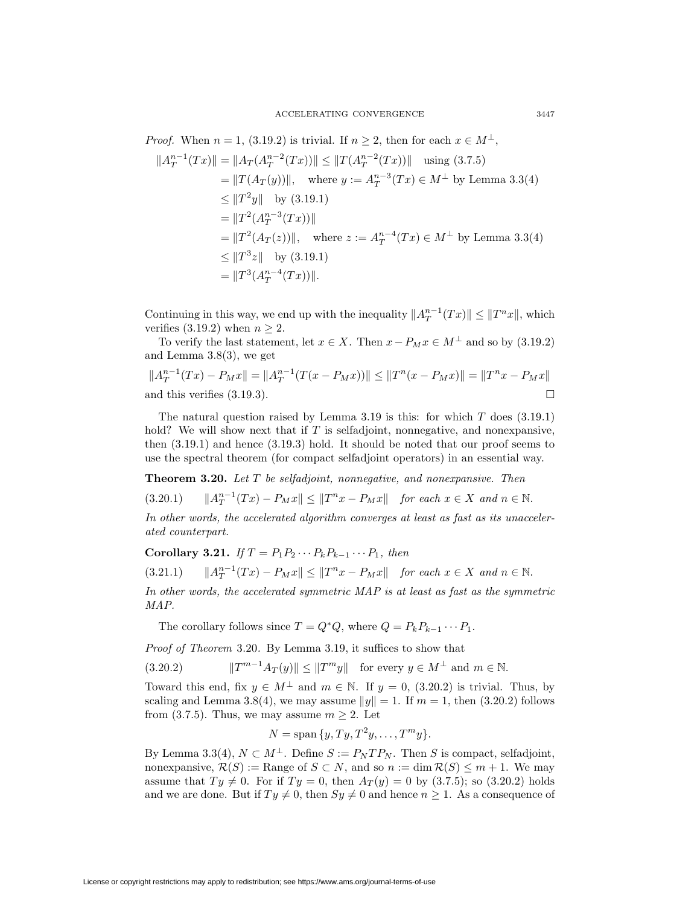*Proof.* When $n = 1$, (3.19.2) is trivial. If $n \geq 2$, then for each $x \in M^{\perp}$,

$$
\begin{aligned}
\|A_T^{n-1}(Tx)\| &= \|A_T(A_T^{n-2}(Tx))\| \leq \|T(A_T^{n-2}(Tx))\| \quad \text{using (3.7.5)} \\
&= \|T(A_T(y))\|, \quad \text{where } y := A_T^{n-3}(Tx) \in M^{\perp} \text{ by Lemma 3.3(4)} \\
&\leq \|T^2 y\| \quad \text{by (3.19.1)} \\
&= \|T^2(A_T^{n-3}(Tx))\| \\
&= \|T^2(A_T(z))\|, \quad \text{where } z := A_T^{n-4}(Tx) \in M^{\perp} \text{ by Lemma 3.3(4)} \\
&\leq \|T^3 z\| \quad \text{by (3.19.1)} \\
&= \|T^3(A_T^{n-4}(Tx))\|.
\end{aligned}
$$

Continuing in this way, we end up with the inequality $\|A_T^{n-1}(Tx)\| \leq \|T^n x\|$, which verifies (3.19.2) when $n \geq 2$.

To verify the last statement, let $x \in X$. Then $x - P_M x \in M^{\perp}$ and so by (3.19.2) and Lemma 3.8(3), we get

$$\|A_T^{n-1}(Tx) - P_M x\| = \|A_T^{n-1}(T(x - P_M x))\| \leq \|T^n(x - P_M x)\| = \|T^n x - P_M x\|$$

and this verifies (3.19.3). $\square$

The natural question raised by Lemma 3.19 is this: for which $T$ does (3.19.1) hold? We will show next that if $T$ is selfadjoint, nonnegative, and nonexpansive, then (3.19.1) and hence (3.19.3) hold. It should be noted that our proof seems to use the spectral theorem (for compact selfadjoint operators) in an essential way.

**Theorem 3.20.** *Let $T$ be selfadjoint, nonnegative, and nonexpansive. Then*

$$\text{(3.20.1)} \qquad \|A_T^{n-1}(Tx) - P_M x\| \leq \|T^n x - P_M x\| \quad \textit{for each } x \in X \textit{ and } n \in \mathbb{N}.$$

*In other words, the accelerated algorithm converges at least as fast as its unaccelerated counterpart.*

**Corollary 3.21.** *If $T = P_1 P_2 \cdots P_k P_{k-1} \cdots P_1$, then*

$$\text{(3.21.1)} \qquad \|A_T^{n-1}(Tx) - P_M x\| \leq \|T^n x - P_M x\| \quad \textit{for each } x \in X \textit{ and } n \in \mathbb{N}.$$

*In other words, the accelerated symmetric MAP is at least as fast as the symmetric MAP.*

The corollary follows since $T = Q^* Q$, where $Q = P_k P_{k-1} \cdots P_1$.

*Proof of Theorem* 3.20. By Lemma 3.19, it suffices to show that

$$\text{(3.20.2)} \qquad \|T^{m-1} A_T(y)\| \leq \|T^m y\| \quad \text{for every } y \in M^{\perp} \text{ and } m \in \mathbb{N}.$$

Toward this end, fix $y \in M^{\perp}$ and $m \in \mathbb{N}$. If $y = 0$, (3.20.2) is trivial. Thus, by scaling and Lemma 3.8(4), we may assume $\|y\| = 1$. If $m = 1$, then (3.20.2) follows from (3.7.5). Thus, we may assume $m \geq 2$. Let

$$N = \operatorname{span}\{y, Ty, T^2 y, \ldots, T^m y\}.$$

By Lemma 3.3(4), $N \subset M^{\perp}$. Define $S := P_N T P_N$. Then $S$ is compact, selfadjoint, nonexpansive, $\mathcal{R}(S) :=$ Range of $S \subset N$, and so $n := \dim \mathcal{R}(S) \leq m + 1$. We may assume that $Ty \neq 0$. For if $Ty = 0$, then $A_T(y) = 0$ by (3.7.5); so (3.20.2) holds and we are done. But if $Ty \neq 0$, then $Sy \neq 0$ and hence $n \geq 1$. As a consequence of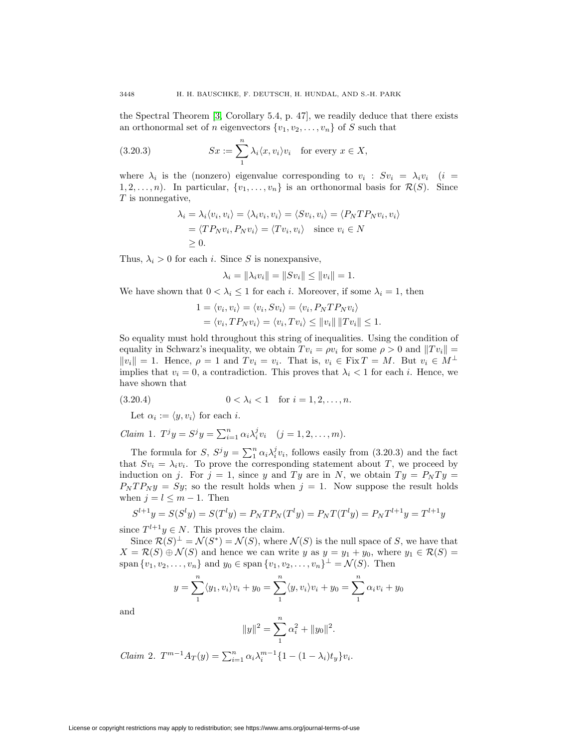the Spectral Theorem [3, Corollary 5.4, p. 47], we readily deduce that there exists an orthonormal set of $n$ eigenvectors $\{v_1, v_2, \ldots, v_n\}$ of $S$ such that

$$Sx := \sum_1^n \lambda_i \langle x, v_i \rangle v_i \quad \text{for every } x \in X, \tag{3.20.3}$$

where $\lambda_i$ is the (nonzero) eigenvalue corresponding to $v_i$ : $Sv_i = \lambda_i v_i$ $(i = 1, 2, \ldots, n)$. In particular, $\{v_1, \ldots, v_n\}$ is an orthonormal basis for $\mathcal{R}(S)$. Since $T$ is nonnegative,

$$\begin{aligned}
\lambda_i = \lambda_i \langle v_i, v_i \rangle &= \langle \lambda_i v_i, v_i \rangle = \langle S v_i, v_i \rangle = \langle P_N T P_N v_i, v_i \rangle \\
&= \langle T P_N v_i, P_N v_i \rangle = \langle T v_i, v_i \rangle \quad \text{since } v_i \in N \\
&\geq 0.
\end{aligned}$$

Thus, $\lambda_i > 0$ for each $i$. Since $S$ is nonexpansive,

$$\lambda_i = \|\lambda_i v_i\| = \|S v_i\| \leq \|v_i\| = 1.$$

We have shown that $0 < \lambda_i \leq 1$ for each $i$. Moreover, if some $\lambda_i = 1$, then

$$\begin{aligned}
1 = \langle v_i, v_i \rangle &= \langle v_i, S v_i \rangle = \langle v_i, P_N T P_N v_i \rangle \\
&= \langle v_i, T P_N v_i \rangle = \langle v_i, T v_i \rangle \leq \|v_i\| \, \|T v_i\| \leq 1.
\end{aligned}$$

So equality must hold throughout this string of inequalities. Using the condition of equality in Schwarz's inequality, we obtain $T v_i = \rho v_i$ for some $\rho > 0$ and $\|T v_i\| = \|v_i\| = 1$. Hence, $\rho = 1$ and $T v_i = v_i$. That is, $v_i \in \operatorname{Fix} T = M$. But $v_i \in M^\perp$ implies that $v_i = 0$, a contradiction. This proves that $\lambda_i < 1$ for each $i$. Hence, we have shown that

$$0 < \lambda_i < 1 \quad \text{for } i = 1, 2, \ldots, n. \tag{3.20.4}$$

Let $\alpha_i := \langle y, v_i \rangle$ for each $i$.

*Claim* 1. $T^j y = S^j y = \sum_{i=1}^n \alpha_i \lambda_i^j v_i \quad (j = 1, 2, \ldots, m)$.

The formula for $S$, $S^j y = \sum_1^n \alpha_i \lambda_i^j v_i$, follows easily from (3.20.3) and the fact that $S v_i = \lambda_i v_i$. To prove the corresponding statement about $T$, we proceed by induction on $j$. For $j = 1$, since $y$ and $Ty$ are in $N$, we obtain $Ty = P_N T y = P_N T P_N y = S y$; so the result holds when $j = 1$. Now suppose the result holds when $j = l \leq m - 1$. Then

$$S^{l+1} y = S(S^l y) = S(T^l y) = P_N T P_N (T^l y) = P_N T (T^l y) = P_N T^{l+1} y = T^{l+1} y$$

since $T^{l+1} y \in N$. This proves the claim.

Since $\mathcal{R}(S)^\perp = \mathcal{N}(S^*) = \mathcal{N}(S)$, where $\mathcal{N}(S)$ is the null space of $S$, we have that $X = \mathcal{R}(S) \oplus \mathcal{N}(S)$ and hence we can write $y$ as $y = y_1 + y_0$, where $y_1 \in \mathcal{R}(S) = \operatorname{span}\{v_1, v_2, \ldots, v_n\}$ and $y_0 \in \operatorname{span}\{v_1, v_2, \ldots, v_n\}^\perp = \mathcal{N}(S)$. Then

$$y = \sum_1^n \langle y_1, v_i \rangle v_i + y_0 = \sum_1^n \langle y, v_i \rangle v_i + y_0 = \sum_1^n \alpha_i v_i + y_0$$

and

$$\|y\|^2 = \sum_1^n \alpha_i^2 + \|y_0\|^2.$$

*Claim* 2. $T^{m-1} A_T(y) = \sum_{i=1}^n \alpha_i \lambda_i^{m-1} \{1 - (1 - \lambda_i) t_y\} v_i$.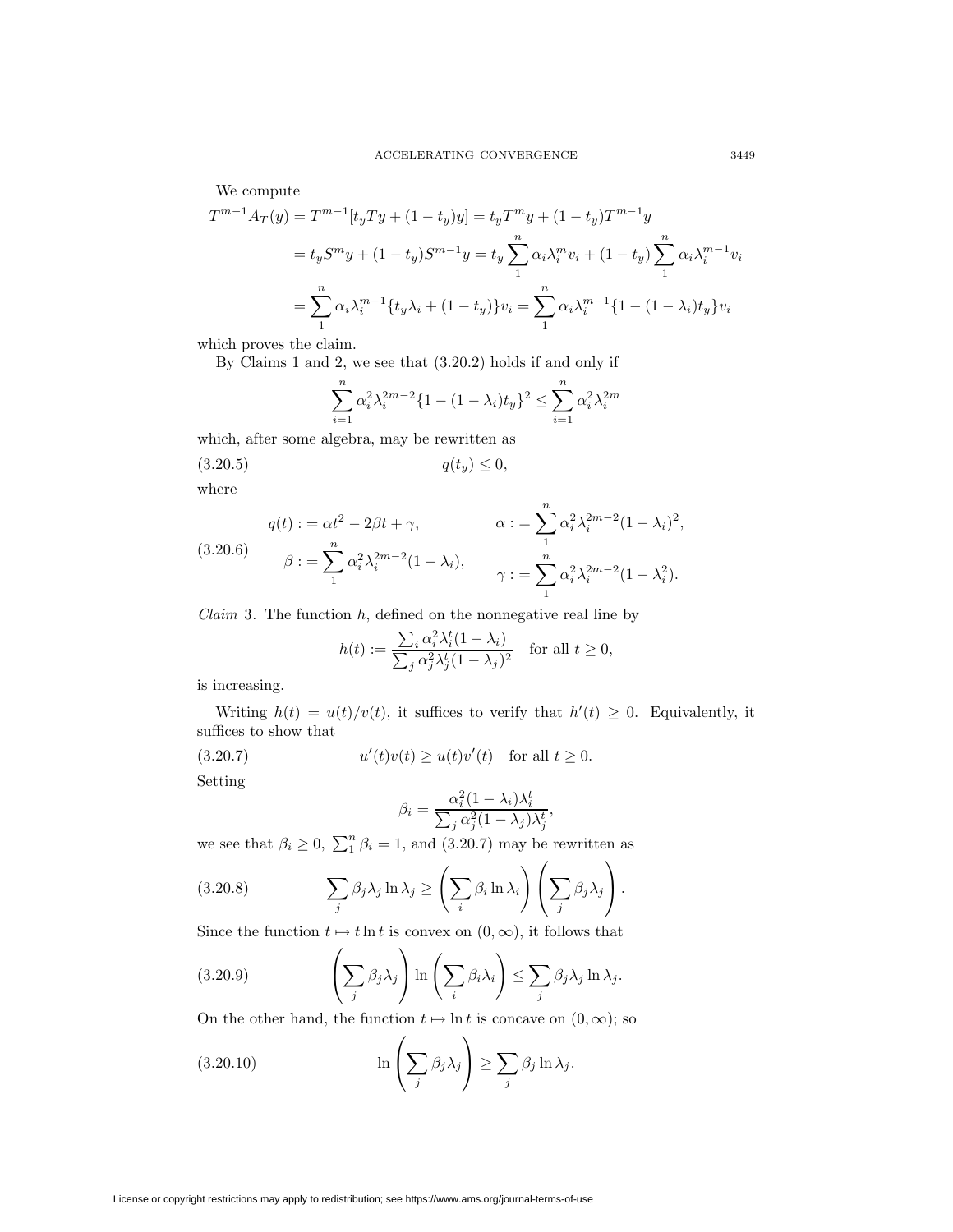We compute

$$
\begin{aligned}
T^{m-1}A_T(y) &= T^{m-1}[t_y Ty + (1-t_y)y] = t_y T^m y + (1-t_y)T^{m-1}y \\
&= t_y S^m y + (1-t_y)S^{m-1}y = t_y \sum_1^n \alpha_i \lambda_i^m v_i + (1-t_y)\sum_1^n \alpha_i \lambda_i^{m-1} v_i \\
&= \sum_1^n \alpha_i \lambda_i^{m-1}\{t_y \lambda_i + (1-t_y)\}v_i = \sum_1^n \alpha_i \lambda_i^{m-1}\{1-(1-\lambda_i)t_y\}v_i
\end{aligned}
$$

which proves the claim.

By Claims 1 and 2, we see that (3.20.2) holds if and only if

$$
\sum_{i=1}^n \alpha_i^2 \lambda_i^{2m-2}\{1-(1-\lambda_i)t_y\}^2 \leq \sum_{i=1}^n \alpha_i^2 \lambda_i^{2m}
$$

which, after some algebra, may be rewritten as

$$
q(t_y) \leq 0, \tag{3.20.5}
$$

where

$$
\begin{aligned}
q(t) &:= \alpha t^2 - 2\beta t + \gamma, & \alpha &:= \sum_1^n \alpha_i^2 \lambda_i^{2m-2}(1-\lambda_i)^2, \\
\beta &:= \sum_1^n \alpha_i^2 \lambda_i^{2m-2}(1-\lambda_i), & \gamma &:= \sum_1^n \alpha_i^2 \lambda_i^{2m-2}(1-\lambda_i^2).
\end{aligned} \tag{3.20.6}
$$

*Claim* 3. The function $h$, defined on the nonnegative real line by

$$
h(t) := \frac{\sum_i \alpha_i^2 \lambda_i^t (1-\lambda_i)}{\sum_j \alpha_j^2 \lambda_j^t (1-\lambda_j)^2} \quad \text{for all } t \geq 0,
$$

is increasing.

Writing $h(t) = u(t)/v(t)$, it suffices to verify that $h'(t) \geq 0$. Equivalently, it suffices to show that

$$
u'(t)v(t) \geq u(t)v'(t) \quad \text{for all } t \geq 0. \tag{3.20.7}
$$

Setting

$$
\beta_i = \frac{\alpha_i^2 (1-\lambda_i)\lambda_i^t}{\sum_j \alpha_j^2 (1-\lambda_j)\lambda_j^t},
$$

we see that $\beta_i \geq 0$, $\sum_1^n \beta_i = 1$, and (3.20.7) may be rewritten as

$$
\sum_j \beta_j \lambda_j \ln \lambda_j \geq \left(\sum_i \beta_i \ln \lambda_i\right)\left(\sum_j \beta_j \lambda_j\right). \tag{3.20.8}
$$

Since the function $t \mapsto t \ln t$ is convex on $(0, \infty)$, it follows that

$$
\left(\sum_j \beta_j \lambda_j\right) \ln \left(\sum_i \beta_i \lambda_i\right) \leq \sum_j \beta_j \lambda_j \ln \lambda_j. \tag{3.20.9}
$$

On the other hand, the function $t \mapsto \ln t$ is concave on $(0, \infty)$; so

$$
\ln \left(\sum_j \beta_j \lambda_j\right) \geq \sum_j \beta_j \ln \lambda_j. \tag{3.20.10}
$$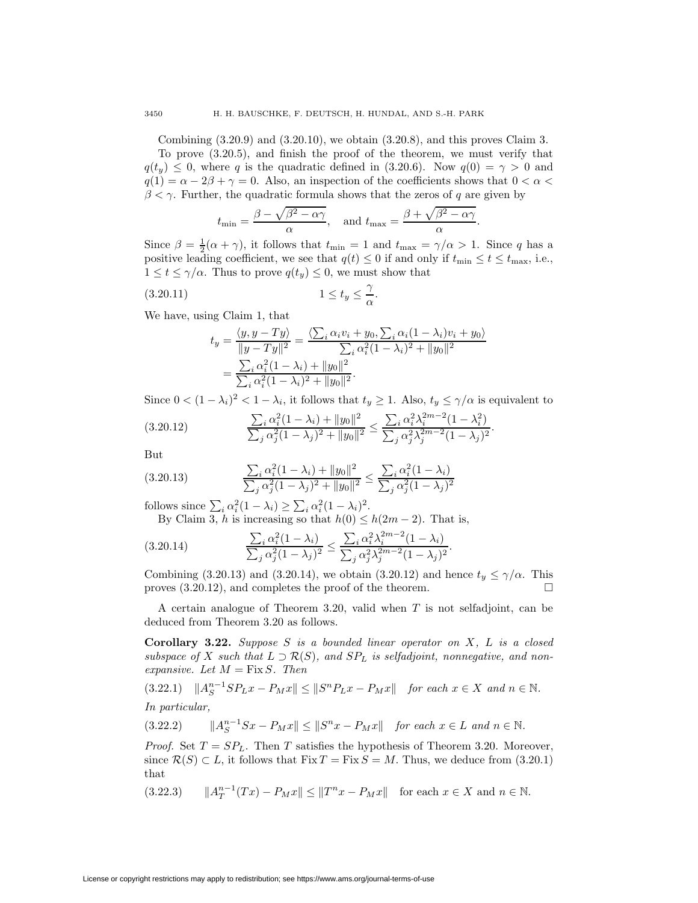Combining (3.20.9) and (3.20.10), we obtain (3.20.8), and this proves Claim 3.

To prove (3.20.5), and finish the proof of the theorem, we must verify that $q(t_y) \le 0$, where $q$ is the quadratic defined in (3.20.6). Now $q(0) = \gamma > 0$ and $q(1) = \alpha - 2\beta + \gamma = 0$. Also, an inspection of the coefficients shows that $0 < \alpha < \beta < \gamma$. Further, the quadratic formula shows that the zeros of $q$ are given by

$$t_{\min} = \frac{\beta - \sqrt{\beta^2 - \alpha\gamma}}{\alpha}, \quad \text{and } t_{\max} = \frac{\beta + \sqrt{\beta^2 - \alpha\gamma}}{\alpha}.$$

Since $\beta = \frac{1}{2}(\alpha + \gamma)$, it follows that $t_{\min} = 1$ and $t_{\max} = \gamma/\alpha > 1$. Since $q$ has a positive leading coefficient, we see that $q(t) \le 0$ if and only if $t_{\min} \le t \le t_{\max}$, i.e., $1 \le t \le \gamma/\alpha$. Thus to prove $q(t_y) \le 0$, we must show that

$$1 \le t_y \le \frac{\gamma}{\alpha}. \tag{3.20.11}$$

We have, using Claim 1, that

$$\begin{aligned} t_y = \frac{\langle y, y - Ty \rangle}{\|y - Ty\|^2} &= \frac{\langle \sum_i \alpha_i v_i + y_0, \sum_i \alpha_i (1 - \lambda_i) v_i + y_0 \rangle}{\sum_i \alpha_i^2 (1 - \lambda_i)^2 + \|y_0\|^2} \\ &= \frac{\sum_i \alpha_i^2 (1 - \lambda_i) + \|y_0\|^2}{\sum_i \alpha_i^2 (1 - \lambda_i)^2 + \|y_0\|^2}. \end{aligned}$$

Since $0 < (1 - \lambda_i)^2 < 1 - \lambda_i$, it follows that $t_y \ge 1$. Also, $t_y \le \gamma/\alpha$ is equivalent to

$$\frac{\sum_i \alpha_i^2 (1 - \lambda_i) + \|y_0\|^2}{\sum_j \alpha_j^2 (1 - \lambda_j)^2 + \|y_0\|^2} \le \frac{\sum_i \alpha_i^2 \lambda_i^{2m-2} (1 - \lambda_i^2)}{\sum_j \alpha_j^2 \lambda_j^{2m-2} (1 - \lambda_j)^2}. \tag{3.20.12}$$

But

$$\frac{\sum_i \alpha_i^2 (1 - \lambda_i) + \|y_0\|^2}{\sum_j \alpha_j^2 (1 - \lambda_j)^2 + \|y_0\|^2} \le \frac{\sum_i \alpha_i^2 (1 - \lambda_i)}{\sum_j \alpha_j^2 (1 - \lambda_j)^2} \tag{3.20.13}$$

follows since $\sum_i \alpha_i^2 (1 - \lambda_i) \ge \sum_i \alpha_i^2 (1 - \lambda_i)^2$.

By Claim 3, $h$ is increasing so that $h(0) \le h(2m - 2)$. That is,

$$\frac{\sum_i \alpha_i^2 (1 - \lambda_i)}{\sum_j \alpha_j^2 (1 - \lambda_j)^2} \le \frac{\sum_i \alpha_i^2 \lambda_i^{2m-2} (1 - \lambda_i)}{\sum_j \alpha_j^2 \lambda_j^{2m-2} (1 - \lambda_j)^2}. \tag{3.20.14}$$

Combining (3.20.13) and (3.20.14), we obtain (3.20.12) and hence $t_y \le \gamma/\alpha$. This proves (3.20.12), and completes the proof of the theorem. □

A certain analogue of Theorem 3.20, valid when $T$ is not selfadjoint, can be deduced from Theorem 3.20 as follows.

**Corollary 3.22.** *Suppose $S$ is a bounded linear operator on $X$, $L$ is a closed subspace of $X$ such that $L \supset \mathcal{R}(S)$, and $SP_L$ is selfadjoint, nonnegative, and nonexpansive. Let $M = \operatorname{Fix} S$. Then*

$$\|A_S^{n-1} SP_L x - P_M x\| \le \|S^n P_L x - P_M x\| \quad \textit{for each } x \in X \textit{ and } n \in \mathbb{N}. \tag{3.22.1}$$

*In particular,*

$$\|A_S^{n-1} Sx - P_M x\| \le \|S^n x - P_M x\| \quad \textit{for each } x \in L \textit{ and } n \in \mathbb{N}. \tag{3.22.2}$$

*Proof.* Set $T = SP_L$. Then $T$ satisfies the hypothesis of Theorem 3.20. Moreover, since $\mathcal{R}(S) \subset L$, it follows that $\operatorname{Fix} T = \operatorname{Fix} S = M$. Thus, we deduce from (3.20.1) that

$$\|A_T^{n-1}(Tx) - P_M x\| \le \|T^n x - P_M x\| \quad \text{for each } x \in X \text{ and } n \in \mathbb{N}. \tag{3.22.3}$$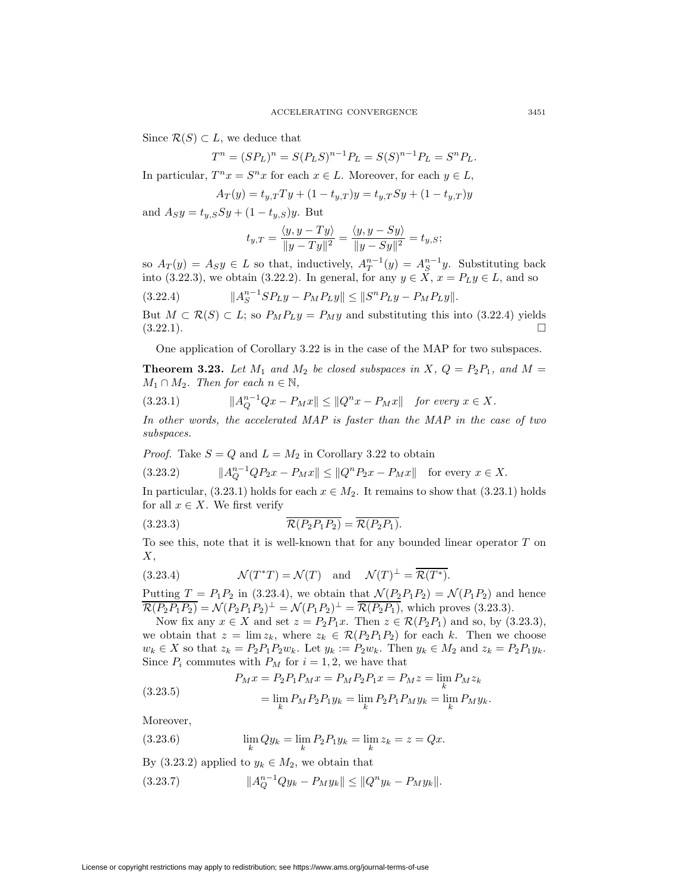Since $\mathcal{R}(S) \subset L$, we deduce that

$$T^n = (SP_L)^n = S(P_L S)^{n-1} P_L = S(S)^{n-1} P_L = S^n P_L.$$

In particular, $T^n x = S^n x$ for each $x \in L$. Moreover, for each $y \in L$,

$$A_T(y) = t_{y,T} Ty + (1 - t_{y,T})y = t_{y,T} Sy + (1 - t_{y,T})y$$

and $A_S y = t_{y,S} Sy + (1 - t_{y,S})y$. But

$$t_{y,T} = \frac{\langle y, y - Ty\rangle}{\|y - Ty\|^2} = \frac{\langle y, y - Sy\rangle}{\|y - Sy\|^2} = t_{y,S};$$

so $A_T(y) = A_S y \in L$ so that, inductively, $A_T^{n-1}(y) = A_S^{n-1} y$. Substituting back into (3.22.3), we obtain (3.22.2). In general, for any $y \in X$, $x = P_L y \in L$, and so

$$\|A_S^{n-1} SP_L y - P_M P_L y\| \leq \|S^n P_L y - P_M P_L y\|. \tag{3.22.4}$$

But $M \subset \mathcal{R}(S) \subset L$; so $P_M P_L y = P_M y$ and substituting this into (3.22.4) yields (3.22.1). $\square$

One application of Corollary 3.22 is in the case of the MAP for two subspaces.

**Theorem 3.23.** *Let $M_1$ and $M_2$ be closed subspaces in $X$, $Q = P_2 P_1$, and $M = M_1 \cap M_2$. Then for each $n \in \mathbb{N}$,*

$$\|A_Q^{n-1} Qx - P_M x\| \leq \|Q^n x - P_M x\| \quad \textit{for every } x \in X. \tag{3.23.1}$$

*In other words, the accelerated MAP is faster than the MAP in the case of two subspaces.*

*Proof.* Take $S = Q$ and $L = M_2$ in Corollary 3.22 to obtain

$$\|A_Q^{n-1} QP_2 x - P_M x\| \leq \|Q^n P_2 x - P_M x\| \quad \text{for every } x \in X. \tag{3.23.2}$$

In particular, (3.23.1) holds for each $x \in M_2$. It remains to show that (3.23.1) holds for all $x \in X$. We first verify

$$\overline{\mathcal{R}(P_2 P_1 P_2)} = \overline{\mathcal{R}(P_2 P_1)}. \tag{3.23.3}$$

To see this, note that it is well-known that for any bounded linear operator $T$ on $X$,

$$\mathcal{N}(T^* T) = \mathcal{N}(T) \quad \text{and} \quad \mathcal{N}(T)^\perp = \overline{\mathcal{R}(T^*)}. \tag{3.23.4}$$

Putting $T = P_1 P_2$ in (3.23.4), we obtain that $\mathcal{N}(P_2 P_1 P_2) = \mathcal{N}(P_1 P_2)$ and hence $\overline{\mathcal{R}(P_2 P_1 P_2)} = \mathcal{N}(P_2 P_1 P_2)^\perp = \mathcal{N}(P_1 P_2)^\perp = \overline{\mathcal{R}(P_2 P_1)}$, which proves (3.23.3).

Now fix any $x \in X$ and set $z = P_2 P_1 x$. Then $z \in \mathcal{R}(P_2 P_1)$ and so, by (3.23.3), we obtain that $z = \lim z_k$, where $z_k \in \mathcal{R}(P_2 P_1 P_2)$ for each $k$. Then we choose $w_k \in X$ so that $z_k = P_2 P_1 P_2 w_k$. Let $y_k := P_2 w_k$. Then $y_k \in M_2$ and $z_k = P_2 P_1 y_k$. Since $P_i$ commutes with $P_M$ for $i = 1, 2$, we have that

$$\begin{aligned} P_M x &= P_2 P_1 P_M x = P_M P_2 P_1 x = P_M z = \lim_k P_M z_k \\ &= \lim_k P_M P_2 P_1 y_k = \lim_k P_2 P_1 P_M y_k = \lim_k P_M y_k. \end{aligned} \tag{3.23.5}$$

Moreover,

$$\lim_k Q y_k = \lim_k P_2 P_1 y_k = \lim_k z_k = z = Qx. \tag{3.23.6}$$

By (3.23.2) applied to $y_k \in M_2$, we obtain that

$$\|A_Q^{n-1} Q y_k - P_M y_k\| \leq \|Q^n y_k - P_M y_k\|. \tag{3.23.7}$$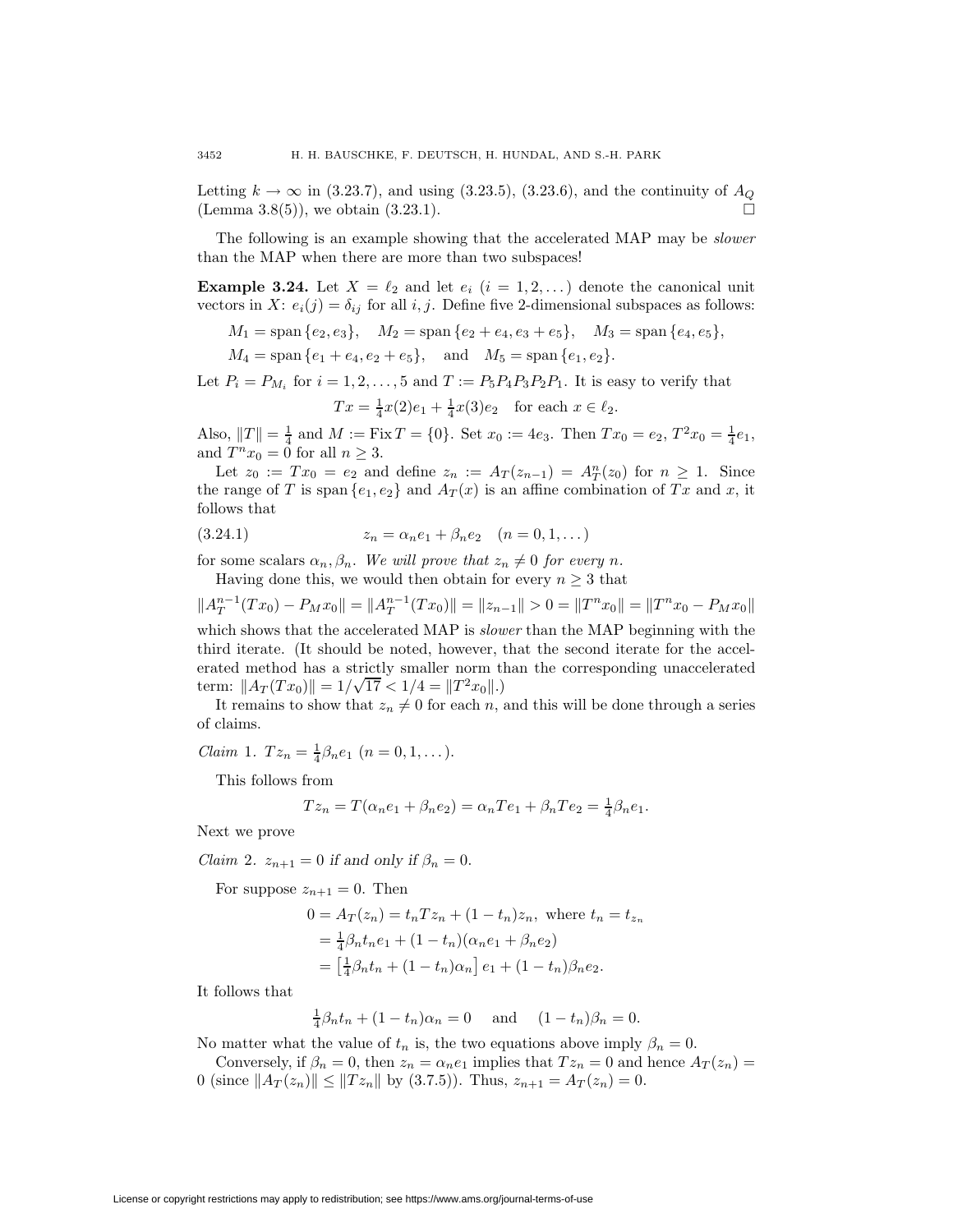Letting $k \to \infty$ in (3.23.7), and using (3.23.5), (3.23.6), and the continuity of $A_Q$ (Lemma 3.8(5)), we obtain (3.23.1). $\square$

The following is an example showing that the accelerated MAP may be *slower* than the MAP when there are more than two subspaces!

**Example 3.24.** Let $X = \ell_2$ and let $e_i$ $(i = 1, 2, \dots)$ denote the canonical unit vectors in $X$: $e_i(j) = \delta_{ij}$ for all $i, j$. Define five 2-dimensional subspaces as follows:

$$M_1 = \operatorname{span}\{e_2, e_3\}, \quad M_2 = \operatorname{span}\{e_2 + e_4, e_3 + e_5\}, \quad M_3 = \operatorname{span}\{e_4, e_5\},$$

$$M_4 = \operatorname{span}\{e_1 + e_4, e_2 + e_5\}, \quad \text{and} \quad M_5 = \operatorname{span}\{e_1, e_2\}.$$

Let $P_i = P_{M_i}$ for $i = 1, 2, \dots, 5$ and $T := P_5 P_4 P_3 P_2 P_1$. It is easy to verify that

$$Tx = \tfrac{1}{4} x(2) e_1 + \tfrac{1}{4} x(3) e_2 \quad \text{for each } x \in \ell_2.$$

Also, $\|T\| = \frac{1}{4}$ and $M := \operatorname{Fix} T = \{0\}$. Set $x_0 := 4e_3$. Then $Tx_0 = e_2$, $T^2 x_0 = \frac{1}{4} e_1$, and $T^n x_0 = 0$ for all $n \geq 3$.

Let $z_0 := Tx_0 = e_2$ and define $z_n := A_T(z_{n-1}) = A_T^n(z_0)$ for $n \geq 1$. Since the range of $T$ is $\operatorname{span}\{e_1, e_2\}$ and $A_T(x)$ is an affine combination of $Tx$ and $x$, it follows that

$$z_n = \alpha_n e_1 + \beta_n e_2 \quad (n = 0, 1, \dots) \tag{3.24.1}$$

for some scalars $\alpha_n, \beta_n$. *We will prove that $z_n \neq 0$ for every $n$.*

Having done this, we would then obtain for every $n \geq 3$ that

$$\|A_T^{n-1}(Tx_0) - P_M x_0\| = \|A_T^{n-1}(Tx_0)\| = \|z_{n-1}\| > 0 = \|T^n x_0\| = \|T^n x_0 - P_M x_0\|$$

which shows that the accelerated MAP is *slower* than the MAP beginning with the third iterate. (It should be noted, however, that the second iterate for the accelerated method has a strictly smaller norm than the corresponding unaccelerated term: $\|A_T(Tx_0)\| = 1/\sqrt{17} < 1/4 = \|T^2 x_0\|$.)

It remains to show that $z_n \neq 0$ for each $n$, and this will be done through a series of claims.

*Claim* 1. $Tz_n = \frac{1}{4}\beta_n e_1$ $(n = 0, 1, \dots)$.

This follows from

$$Tz_n = T(\alpha_n e_1 + \beta_n e_2) = \alpha_n Te_1 + \beta_n Te_2 = \tfrac{1}{4}\beta_n e_1.$$

Next we prove

*Claim* 2. *$z_{n+1} = 0$ if and only if $\beta_n = 0$.*

For suppose $z_{n+1} = 0$. Then

$$\begin{aligned}
0 = A_T(z_n) &= t_n T z_n + (1 - t_n) z_n, \text{ where } t_n = t_{z_n} \\
&= \tfrac{1}{4}\beta_n t_n e_1 + (1 - t_n)(\alpha_n e_1 + \beta_n e_2) \\
&= \left[\tfrac{1}{4}\beta_n t_n + (1 - t_n)\alpha_n\right] e_1 + (1 - t_n)\beta_n e_2.
\end{aligned}$$

It follows that

$$\tfrac{1}{4}\beta_n t_n + (1 - t_n)\alpha_n = 0 \quad \text{and} \quad (1 - t_n)\beta_n = 0.$$

No matter what the value of $t_n$ is, the two equations above imply $\beta_n = 0$.

Conversely, if $\beta_n = 0$, then $z_n = \alpha_n e_1$ implies that $Tz_n = 0$ and hence $A_T(z_n) = 0$ (since $\|A_T(z_n)\| \leq \|Tz_n\|$ by (3.7.5)). Thus, $z_{n+1} = A_T(z_n) = 0$.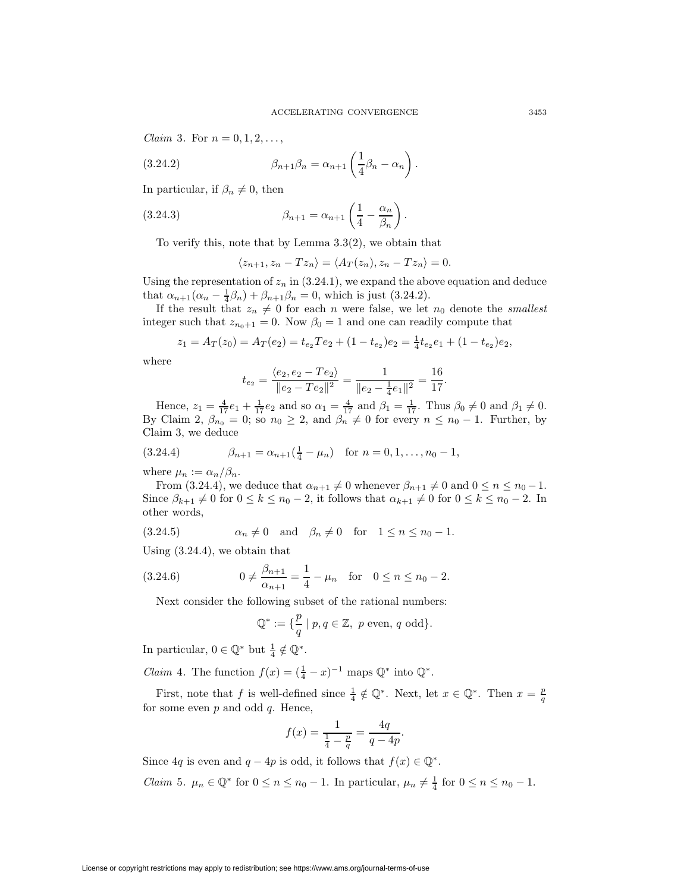*Claim* 3. For $n = 0, 1, 2, \ldots,$

$$\beta_{n+1}\beta_n = \alpha_{n+1}\left(\frac{1}{4}\beta_n - \alpha_n\right). \tag{3.24.2}$$

In particular, if $\beta_n \neq 0$, then

$$\beta_{n+1} = \alpha_{n+1}\left(\frac{1}{4} - \frac{\alpha_n}{\beta_n}\right). \tag{3.24.3}$$

To verify this, note that by Lemma 3.3(2), we obtain that

$$\langle z_{n+1}, z_n - Tz_n \rangle = \langle A_T(z_n), z_n - Tz_n \rangle = 0.$$

Using the representation of $z_n$ in (3.24.1), we expand the above equation and deduce that $\alpha_{n+1}(\alpha_n - \frac{1}{4}\beta_n) + \beta_{n+1}\beta_n = 0$, which is just (3.24.2).

If the result that $z_n \neq 0$ for each $n$ were false, we let $n_0$ denote the *smallest* integer such that $z_{n_0+1} = 0$. Now $\beta_0 = 1$ and one can readily compute that

$$z_1 = A_T(z_0) = A_T(e_2) = t_{e_2}Te_2 + (1 - t_{e_2})e_2 = \tfrac{1}{4}t_{e_2}e_1 + (1 - t_{e_2})e_2,$$

where

$$t_{e_2} = \frac{\langle e_2, e_2 - Te_2 \rangle}{\|e_2 - Te_2\|^2} = \frac{1}{\|e_2 - \frac{1}{4}e_1\|^2} = \frac{16}{17}.$$

Hence, $z_1 = \frac{4}{17}e_1 + \frac{1}{17}e_2$ and so $\alpha_1 = \frac{4}{17}$ and $\beta_1 = \frac{1}{17}$. Thus $\beta_0 \neq 0$ and $\beta_1 \neq 0$. By Claim 2, $\beta_{n_0} = 0$; so $n_0 \geq 2$, and $\beta_n \neq 0$ for every $n \leq n_0 - 1$. Further, by Claim 3, we deduce

$$\beta_{n+1} = \alpha_{n+1}(\tfrac{1}{4} - \mu_n) \quad \text{for } n = 0, 1, \ldots, n_0 - 1, \tag{3.24.4}$$

where $\mu_n := \alpha_n/\beta_n$.

From (3.24.4), we deduce that $\alpha_{n+1} \neq 0$ whenever $\beta_{n+1} \neq 0$ and $0 \leq n \leq n_0 - 1$. Since $\beta_{k+1} \neq 0$ for $0 \leq k \leq n_0 - 2$, it follows that $\alpha_{k+1} \neq 0$ for $0 \leq k \leq n_0 - 2$. In other words,

$$\alpha_n \neq 0 \quad \text{and} \quad \beta_n \neq 0 \quad \text{for} \quad 1 \leq n \leq n_0 - 1. \tag{3.24.5}$$

Using (3.24.4), we obtain that

$$0 \neq \frac{\beta_{n+1}}{\alpha_{n+1}} = \frac{1}{4} - \mu_n \quad \text{for} \quad 0 \leq n \leq n_0 - 2. \tag{3.24.6}$$

Next consider the following subset of the rational numbers:

$$\mathbb{Q}^* := \{\frac{p}{q} \mid p, q \in \mathbb{Z},\ p \text{ even}, q \text{ odd}\}.$$

In particular, $0 \in \mathbb{Q}^*$ but $\frac{1}{4} \notin \mathbb{Q}^*$.

*Claim* 4. The function $f(x) = (\frac{1}{4} - x)^{-1}$ maps $\mathbb{Q}^*$ into $\mathbb{Q}^*$.

First, note that $f$ is well-defined since $\frac{1}{4} \notin \mathbb{Q}^*$. Next, let $x \in \mathbb{Q}^*$. Then $x = \frac{p}{q}$ for some even $p$ and odd $q$. Hence,

$$f(x) = \frac{1}{\frac{1}{4} - \frac{p}{q}} = \frac{4q}{q - 4p}.$$

Since $4q$ is even and $q - 4p$ is odd, it follows that $f(x) \in \mathbb{Q}^*$.

*Claim* 5. $\mu_n \in \mathbb{Q}^*$ for $0 \leq n \leq n_0 - 1$. In particular, $\mu_n \neq \frac{1}{4}$ for $0 \leq n \leq n_0 - 1$.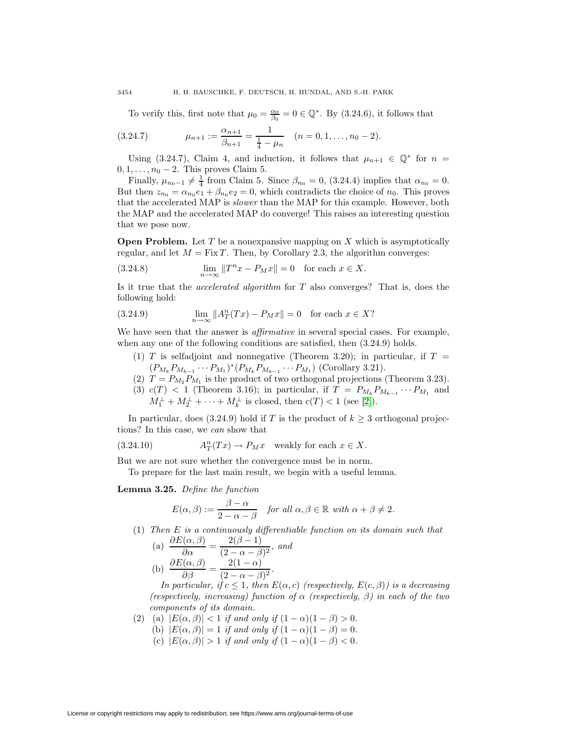To verify this, first note that $\mu_0 = \frac{\alpha_0}{\beta_0} = 0 \in \mathbb{Q}^*$. By (3.24.6), it follows that

$$\mu_{n+1} := \frac{\alpha_{n+1}}{\beta_{n+1}} = \frac{1}{\frac{1}{4} - \mu_n} \quad (n = 0, 1, \ldots, n_0 - 2). \tag{3.24.7}$$

Using (3.24.7), Claim 4, and induction, it follows that $\mu_{n+1} \in \mathbb{Q}^*$ for $n = 0, 1, \ldots, n_0 - 2$. This proves Claim 5.

Finally, $\mu_{n_0-1} \neq \frac{1}{4}$ from Claim 5. Since $\beta_{n_0} = 0$, (3.24.4) implies that $\alpha_{n_0} = 0$. But then $z_{n_0} = \alpha_{n_0} e_1 + \beta_{n_0} e_2 = 0$, which contradicts the choice of $n_0$. This proves that the accelerated MAP is *slower* than the MAP for this example. However, both the MAP and the accelerated MAP do converge! This raises an interesting question that we pose now.

**Open Problem.** Let $T$ be a nonexpansive mapping on $X$ which is asymptotically regular, and let $M = \operatorname{Fix} T$. Then, by Corollary 2.3, the algorithm converges:

$$\lim_{n \to \infty} \|T^n x - P_M x\| = 0 \quad \text{for each } x \in X. \tag{3.24.8}$$

Is it true that the *accelerated algorithm* for $T$ also converges? That is, does the following hold:

$$\lim_{n \to \infty} \|A_T^n(Tx) - P_M x\| = 0 \quad \text{for each } x \in X? \tag{3.24.9}$$

We have seen that the answer is *affirmative* in several special cases. For example, when any one of the following conditions are satisfied, then (3.24.9) holds.

1. $T$ is selfadjoint and nonnegative (Theorem 3.20); in particular, if $T = (P_{M_k} P_{M_{k-1}} \cdots P_{M_1})^*(P_{M_k} P_{M_{k-1}} \cdots P_{M_1})$ (Corollary 3.21).
2. $T = P_{M_2} P_{M_1}$ is the product of two orthogonal projections (Theorem 3.23).
3. $c(T) < 1$ (Theorem 3.16); in particular, if $T = P_{M_k} P_{M_{k-1}} \cdots P_{M_1}$ and $M_1^\perp + M_2^\perp + \cdots + M_k^\perp$ is closed, then $c(T) < 1$ (see [2]).

In particular, does (3.24.9) hold if $T$ is the product of $k \geq 3$ orthogonal projections? In this case, we *can* show that

$$A_T^n(Tx) \to P_M x \quad \text{weakly for each } x \in X. \tag{3.24.10}$$

But we are not sure whether the convergence must be in norm.

To prepare for the last main result, we begin with a useful lemma.

**Lemma 3.25.** *Define the function*

$$E(\alpha, \beta) := \frac{\beta - \alpha}{2 - \alpha - \beta} \quad \textit{for all } \alpha, \beta \in \mathbb{R} \textit{ with } \alpha + \beta \neq 2.$$

1. *Then $E$ is a continuously differentiable function on its domain such that*
   - (a) $\dfrac{\partial E(\alpha, \beta)}{\partial \alpha} = \dfrac{2(\beta - 1)}{(2 - \alpha - \beta)^2}$, *and*
   - (b) $\dfrac{\partial E(\alpha, \beta)}{\partial \beta} = \dfrac{2(1 - \alpha)}{(2 - \alpha - \beta)^2}$.

   *In particular, if $c \leq 1$, then $E(\alpha, c)$ (respectively, $E(c, \beta)$) is a decreasing (respectively, increasing) function of $\alpha$ (respectively, $\beta$) in each of the two components of its domain.*

2. - (a) $|E(\alpha, \beta)| < 1$ *if and only if* $(1 - \alpha)(1 - \beta) > 0$.
   - (b) $|E(\alpha, \beta)| = 1$ *if and only if* $(1 - \alpha)(1 - \beta) = 0$.
   - (c) $|E(\alpha, \beta)| > 1$ *if and only if* $(1 - \alpha)(1 - \beta) < 0$.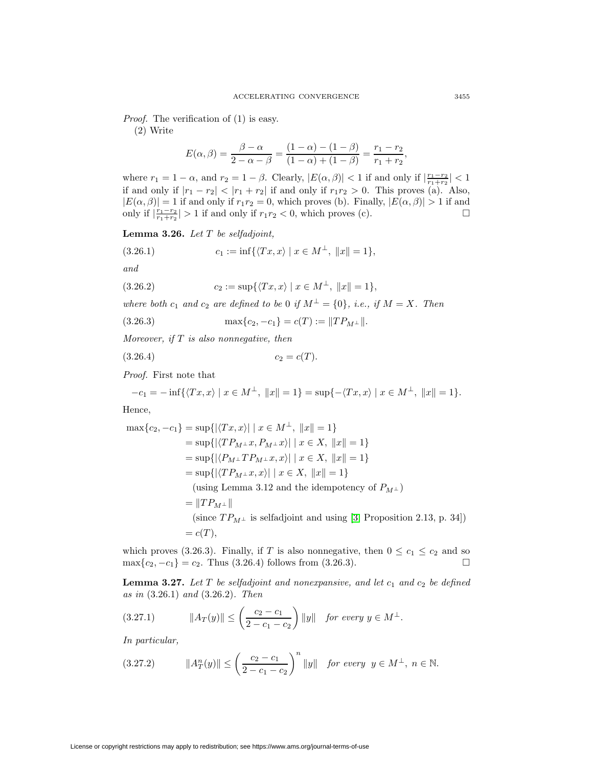*Proof.* The verification of (1) is easy.

(2) Write

$$E(\alpha,\beta) = \frac{\beta-\alpha}{2-\alpha-\beta} = \frac{(1-\alpha)-(1-\beta)}{(1-\alpha)+(1-\beta)} = \frac{r_1-r_2}{r_1+r_2},$$

where $r_1 = 1-\alpha$, and $r_2 = 1-\beta$. Clearly, $|E(\alpha,\beta)| < 1$ if and only if $|\frac{r_1-r_2}{r_1+r_2}| < 1$ if and only if $|r_1 - r_2| < |r_1 + r_2|$ if and only if $r_1 r_2 > 0$. This proves (a). Also, $|E(\alpha,\beta)| = 1$ if and only if $r_1 r_2 = 0$, which proves (b). Finally, $|E(\alpha,\beta)| > 1$ if and only if $|\frac{r_1-r_2}{r_1+r_2}| > 1$ if and only if $r_1 r_2 < 0$, which proves (c). $\square$

**Lemma 3.26.** *Let $T$ be selfadjoint,*

$$c_1 := \inf\{\langle Tx, x\rangle \mid x \in M^\perp,\ \|x\| = 1\}, \tag{3.26.1}$$

*and*

$$c_2 := \sup\{\langle Tx, x\rangle \mid x \in M^\perp,\ \|x\| = 1\}, \tag{3.26.2}$$

*where both $c_1$ and $c_2$ are defined to be 0 if $M^\perp = \{0\}$, i.e., if $M = X$. Then*

$$\max\{c_2, -c_1\} = c(T) := \|TP_{M^\perp}\|. \tag{3.26.3}$$

*Moreover, if $T$ is also nonnegative, then*

$$c_2 = c(T). \tag{3.26.4}$$

*Proof.* First note that

$$-c_1 = -\inf\{\langle Tx, x\rangle \mid x \in M^\perp,\ \|x\| = 1\} = \sup\{-\langle Tx, x\rangle \mid x \in M^\perp,\ \|x\| = 1\}.$$

Hence,

$$\begin{aligned}
\max\{c_2, -c_1\} &= \sup\{|\langle Tx, x\rangle| \mid x \in M^\perp,\ \|x\| = 1\} \\
&= \sup\{|\langle TP_{M^\perp}x, P_{M^\perp}x\rangle| \mid x \in X,\ \|x\| = 1\} \\
&= \sup\{|\langle P_{M^\perp}TP_{M^\perp}x, x\rangle| \mid x \in X,\ \|x\| = 1\} \\
&= \sup\{|\langle TP_{M^\perp}x, x\rangle| \mid x \in X,\ \|x\| = 1\} \\
&\quad \text{(using Lemma 3.12 and the idempotency of } P_{M^\perp}) \\
&= \|TP_{M^\perp}\| \\
&\quad \text{(since } TP_{M^\perp} \text{ is selfadjoint and using [3, Proposition 2.13, p. 34])} \\
&= c(T),
\end{aligned}$$

which proves (3.26.3). Finally, if $T$ is also nonnegative, then $0 \le c_1 \le c_2$ and so $\max\{c_2, -c_1\} = c_2$. Thus (3.26.4) follows from (3.26.3). $\square$

**Lemma 3.27.** *Let $T$ be selfadjoint and nonexpansive, and let $c_1$ and $c_2$ be defined as in (3.26.1) and (3.26.2). Then*

$$\|A_T(y)\| \le \left(\frac{c_2 - c_1}{2 - c_1 - c_2}\right)\|y\| \quad \textit{for every } y \in M^\perp. \tag{3.27.1}$$

*In particular,*

$$\|A_T^n(y)\| \le \left(\frac{c_2 - c_1}{2 - c_1 - c_2}\right)^n\|y\| \quad \textit{for every } y \in M^\perp,\ n \in \mathbb{N}. \tag{3.27.2}$$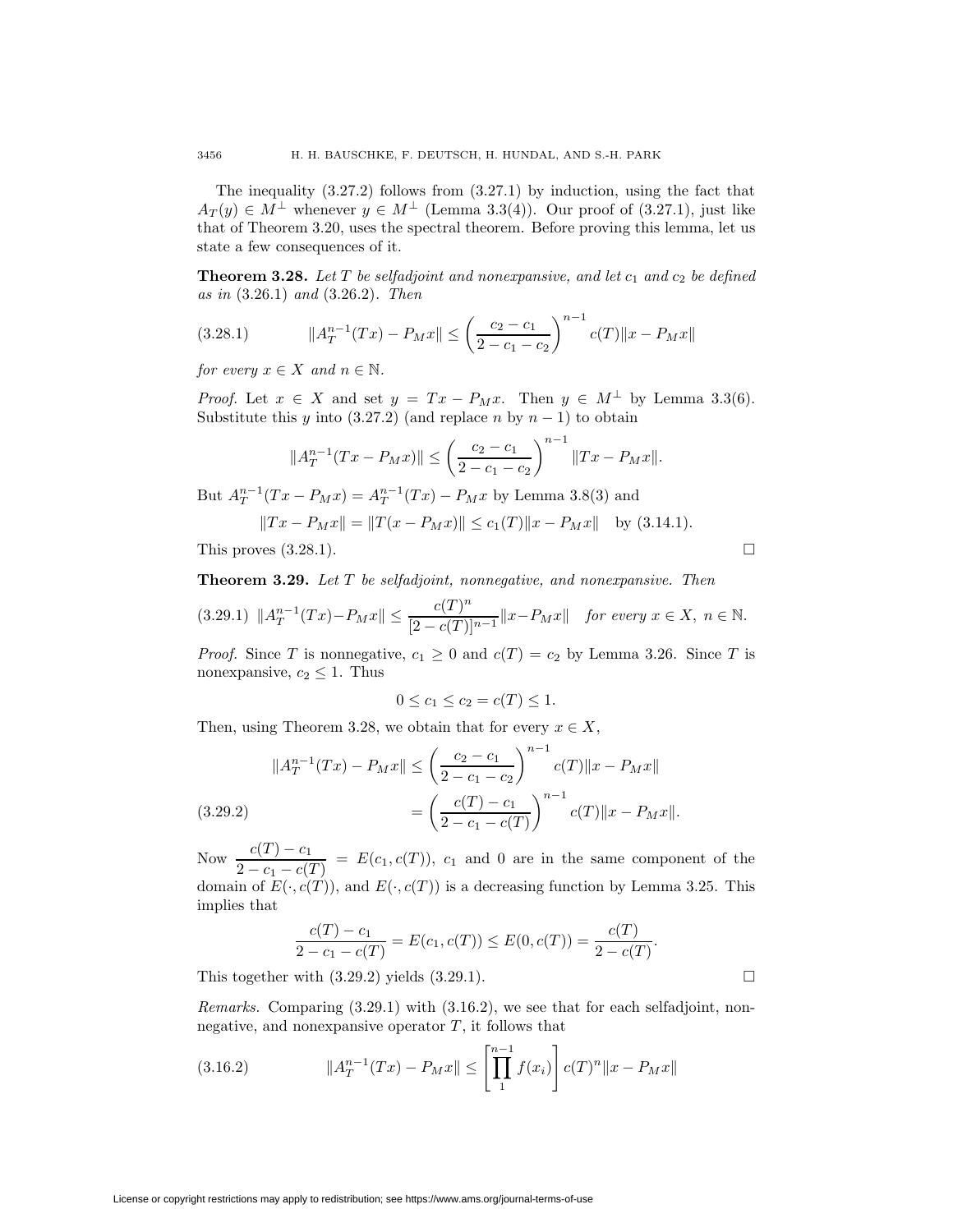The inequality (3.27.2) follows from (3.27.1) by induction, using the fact that $A_T(y) \in M^\perp$ whenever $y \in M^\perp$ (Lemma 3.3(4)). Our proof of (3.27.1), just like that of Theorem 3.20, uses the spectral theorem. Before proving this lemma, let us state a few consequences of it.

**Theorem 3.28.** *Let $T$ be selfadjoint and nonexpansive, and let $c_1$ and $c_2$ be defined as in* (3.26.1) *and* (3.26.2)*. Then*

$$\|A_T^{n-1}(Tx) - P_M x\| \le \left(\frac{c_2 - c_1}{2 - c_1 - c_2}\right)^{n-1} c(T)\|x - P_M x\| \tag{3.28.1}$$

*for every $x \in X$ and $n \in \mathbb{N}$.*

*Proof.* Let $x \in X$ and set $y = Tx - P_M x$. Then $y \in M^\perp$ by Lemma 3.3(6). Substitute this $y$ into (3.27.2) (and replace $n$ by $n-1$) to obtain

$$\|A_T^{n-1}(Tx - P_M x)\| \le \left(\frac{c_2 - c_1}{2 - c_1 - c_2}\right)^{n-1} \|Tx - P_M x\|.$$

But $A_T^{n-1}(Tx - P_M x) = A_T^{n-1}(Tx) - P_M x$ by Lemma 3.8(3) and

$$\|Tx - P_M x\| = \|T(x - P_M x)\| \le c_1(T)\|x - P_M x\| \quad \text{by (3.14.1).}$$

This proves (3.28.1). $\square$

**Theorem 3.29.** *Let $T$ be selfadjoint, nonnegative, and nonexpansive. Then*

$$\|A_T^{n-1}(Tx) - P_M x\| \le \frac{c(T)^n}{[2 - c(T)]^{n-1}}\|x - P_M x\| \quad \text{for every } x \in X,\ n \in \mathbb{N}. \tag{3.29.1}$$

*Proof.* Since $T$ is nonnegative, $c_1 \ge 0$ and $c(T) = c_2$ by Lemma 3.26. Since $T$ is nonexpansive, $c_2 \le 1$. Thus

$$0 \le c_1 \le c_2 = c(T) \le 1.$$

Then, using Theorem 3.28, we obtain that for every $x \in X$,

$$\begin{aligned} \|A_T^{n-1}(Tx) - P_M x\| &\le \left(\frac{c_2 - c_1}{2 - c_1 - c_2}\right)^{n-1} c(T)\|x - P_M x\| \\ &= \left(\frac{c(T) - c_1}{2 - c_1 - c(T)}\right)^{n-1} c(T)\|x - P_M x\|. \end{aligned} \tag{3.29.2}$$

Now $\dfrac{c(T) - c_1}{2 - c_1 - c(T)} = E(c_1, c(T))$, $c_1$ and 0 are in the same component of the domain of $E(\cdot, c(T))$, and $E(\cdot, c(T))$ is a decreasing function by Lemma 3.25. This implies that

$$\frac{c(T) - c_1}{2 - c_1 - c(T)} = E(c_1, c(T)) \le E(0, c(T)) = \frac{c(T)}{2 - c(T)}.$$

This together with (3.29.2) yields (3.29.1). $\square$

*Remarks.* Comparing (3.29.1) with (3.16.2), we see that for each selfadjoint, nonnegative, and nonexpansive operator $T$, it follows that

$$\|A_T^{n-1}(Tx) - P_M x\| \le \left[\prod_1^{n-1} f(x_i)\right] c(T)^n \|x - P_M x\| \tag{3.16.2}$$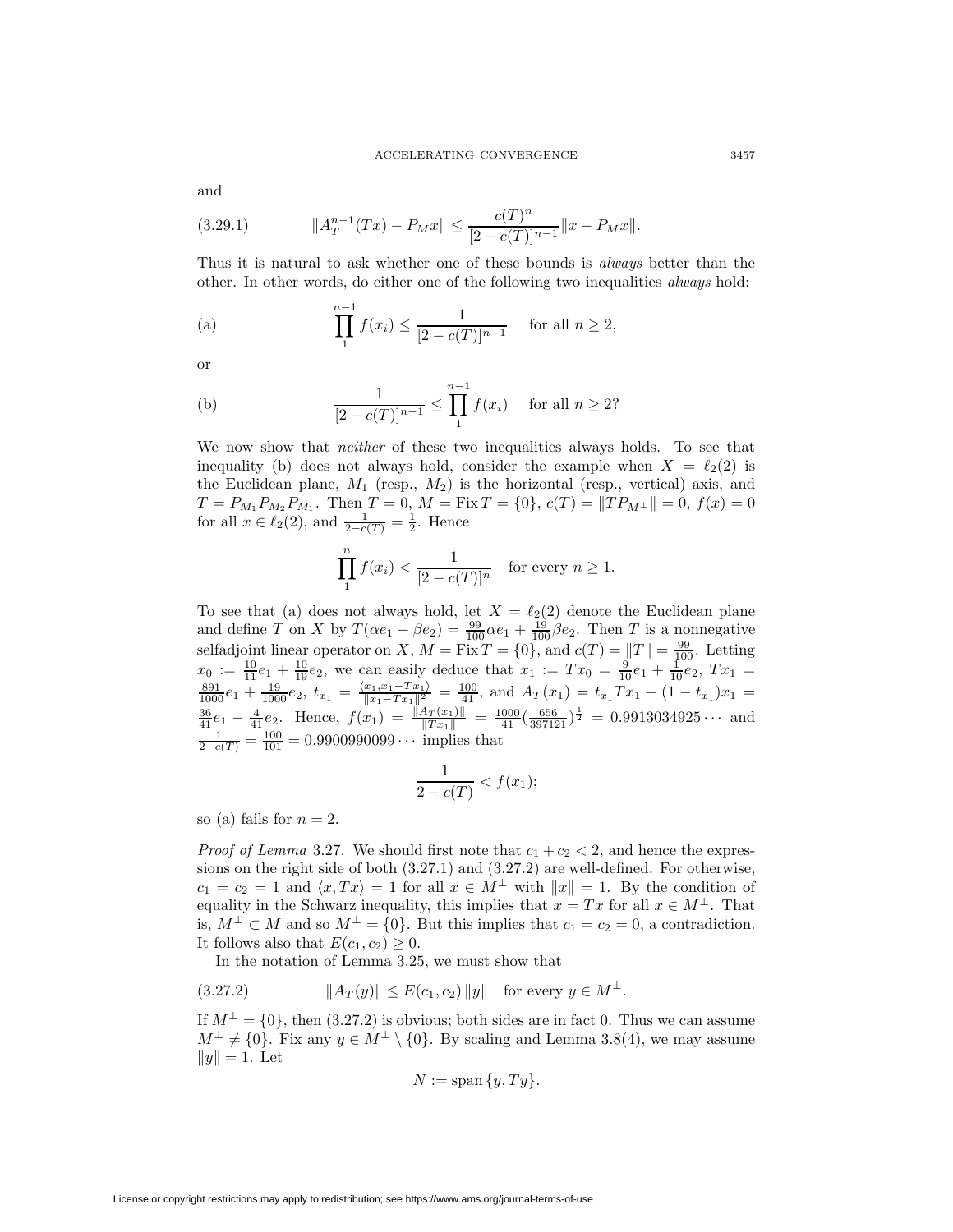and

$$\|A_T^{n-1}(Tx) - P_M x\| \leq \frac{c(T)^n}{[2 - c(T)]^{n-1}} \|x - P_M x\|. \tag{3.29.1}$$

Thus it is natural to ask whether one of these bounds is *always* better than the other. In other words, do either one of the following two inequalities *always* hold:

$$\text{(a)} \qquad \prod_1^{n-1} f(x_i) \leq \frac{1}{[2 - c(T)]^{n-1}} \quad \text{for all } n \geq 2,$$

or

$$\text{(b)} \qquad \frac{1}{[2 - c(T)]^{n-1}} \leq \prod_1^{n-1} f(x_i) \quad \text{for all } n \geq 2?$$

We now show that *neither* of these two inequalities always holds. To see that inequality (b) does not always hold, consider the example when $X = \ell_2(2)$ is the Euclidean plane, $M_1$ (resp., $M_2$) is the horizontal (resp., vertical) axis, and $T = P_{M_1} P_{M_2} P_{M_1}$. Then $T = 0$, $M = \operatorname{Fix} T = \{0\}$, $c(T) = \|TP_{M^\perp}\| = 0$, $f(x) = 0$ for all $x \in \ell_2(2)$, and $\frac{1}{2 - c(T)} = \frac{1}{2}$. Hence

$$\prod_1^n f(x_i) < \frac{1}{[2 - c(T)]^n} \quad \text{for every } n \geq 1.$$

To see that (a) does not always hold, let $X = \ell_2(2)$ denote the Euclidean plane and define $T$ on $X$ by $T(\alpha e_1 + \beta e_2) = \frac{99}{100}\alpha e_1 + \frac{19}{100}\beta e_2$. Then $T$ is a nonnegative selfadjoint linear operator on $X$, $M = \operatorname{Fix} T = \{0\}$, and $c(T) = \|T\| = \frac{99}{100}$. Letting $x_0 := \frac{10}{11}e_1 + \frac{10}{19}e_2$, we can easily deduce that $x_1 := Tx_0 = \frac{9}{10}e_1 + \frac{1}{10}e_2$, $Tx_1 = \frac{891}{1000}e_1 + \frac{19}{1000}e_2$, $t_{x_1} = \frac{\langle x_1, x_1 - Tx_1 \rangle}{\|x_1 - Tx_1\|^2} = \frac{100}{41}$, and $A_T(x_1) = t_{x_1} T x_1 + (1 - t_{x_1}) x_1 = \frac{36}{41}e_1 - \frac{4}{41}e_2$. Hence, $f(x_1) = \frac{\|A_T(x_1)\|}{\|Tx_1\|} = \frac{1000}{41}\left(\frac{656}{397121}\right)^{\frac{1}{2}} = 0.9913034925\cdots$ and $\frac{1}{2 - c(T)} = \frac{100}{101} = 0.9900990099\cdots$ implies that

$$\frac{1}{2 - c(T)} < f(x_1);$$

so (a) fails for $n = 2$.

*Proof of Lemma* 3.27. We should first note that $c_1 + c_2 < 2$, and hence the expressions on the right side of both (3.27.1) and (3.27.2) are well-defined. For otherwise, $c_1 = c_2 = 1$ and $\langle x, Tx \rangle = 1$ for all $x \in M^\perp$ with $\|x\| = 1$. By the condition of equality in the Schwarz inequality, this implies that $x = Tx$ for all $x \in M^\perp$. That is, $M^\perp \subset M$ and so $M^\perp = \{0\}$. But this implies that $c_1 = c_2 = 0$, a contradiction. It follows also that $E(c_1, c_2) \geq 0$.

In the notation of Lemma 3.25, we must show that

$$\|A_T(y)\| \leq E(c_1, c_2)\, \|y\| \quad \text{for every } y \in M^\perp. \tag{3.27.2}$$

If $M^\perp = \{0\}$, then (3.27.2) is obvious; both sides are in fact 0. Thus we can assume $M^\perp \neq \{0\}$. Fix any $y \in M^\perp \setminus \{0\}$. By scaling and Lemma 3.8(4), we may assume $\|y\| = 1$. Let

$$N := \operatorname{span}\{y, Ty\}.$$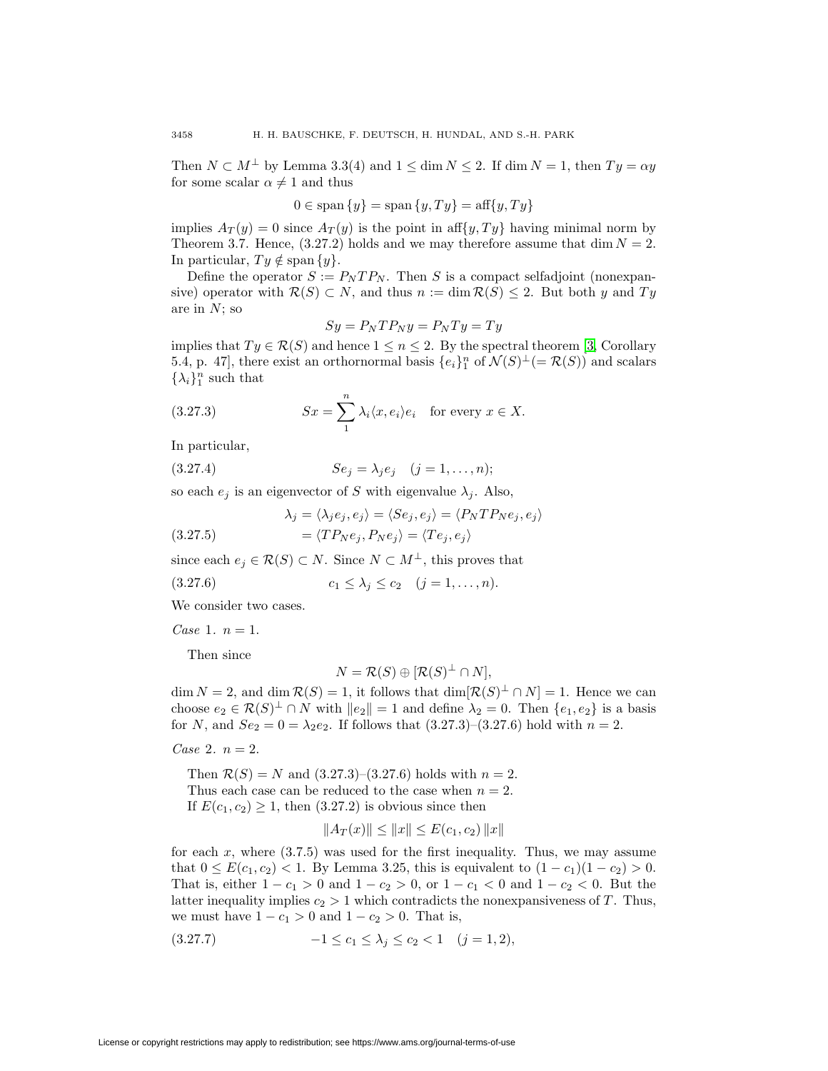Then $N \subset M^{\perp}$ by Lemma 3.3(4) and $1 \le \dim N \le 2$. If $\dim N = 1$, then $Ty = \alpha y$ for some scalar $\alpha \ne 1$ and thus

$$0 \in \operatorname{span}\{y\} = \operatorname{span}\{y, Ty\} = \operatorname{aff}\{y, Ty\}$$

implies $A_T(y) = 0$ since $A_T(y)$ is the point in $\operatorname{aff}\{y, Ty\}$ having minimal norm by Theorem 3.7. Hence, (3.27.2) holds and we may therefore assume that $\dim N = 2$. In particular, $Ty \notin \operatorname{span}\{y\}$.

Define the operator $S := P_N T P_N$. Then $S$ is a compact selfadjoint (nonexpansive) operator with $\mathcal{R}(S) \subset N$, and thus $n := \dim \mathcal{R}(S) \le 2$. But both $y$ and $Ty$ are in $N$; so

$$Sy = P_N T P_N y = P_N Ty = Ty$$

implies that $Ty \in \mathcal{R}(S)$ and hence $1 \le n \le 2$. By the spectral theorem [3, Corollary 5.4, p. 47], there exist an orthornormal basis $\{e_i\}_1^n$ of $\mathcal{N}(S)^{\perp} (= \mathcal{R}(S))$ and scalars $\{\lambda_i\}_1^n$ such that

$$Sx = \sum_1^n \lambda_i \langle x, e_i \rangle e_i \quad \text{for every } x \in X. \tag{3.27.3}$$

In particular,

$$Se_j = \lambda_j e_j \quad (j = 1, \dots, n); \tag{3.27.4}$$

so each $e_j$ is an eigenvector of $S$ with eigenvalue $\lambda_j$. Also,

$$\begin{aligned} \lambda_j &= \langle \lambda_j e_j, e_j \rangle = \langle Se_j, e_j \rangle = \langle P_N T P_N e_j, e_j \rangle \\ &= \langle T P_N e_j, P_N e_j \rangle = \langle T e_j, e_j \rangle \end{aligned} \tag{3.27.5}$$

since each $e_j \in \mathcal{R}(S) \subset N$. Since $N \subset M^{\perp}$, this proves that

$$c_1 \le \lambda_j \le c_2 \quad (j = 1, \dots, n). \tag{3.27.6}$$

We consider two cases.

*Case* 1. $n = 1$.

Then since

$$N = \mathcal{R}(S) \oplus [\mathcal{R}(S)^{\perp} \cap N],$$

$\dim N = 2$, and $\dim \mathcal{R}(S) = 1$, it follows that $\dim[\mathcal{R}(S)^{\perp} \cap N] = 1$. Hence we can choose $e_2 \in \mathcal{R}(S)^{\perp} \cap N$ with $\|e_2\| = 1$ and define $\lambda_2 = 0$. Then $\{e_1, e_2\}$ is a basis for $N$, and $Se_2 = 0 = \lambda_2 e_2$. If follows that (3.27.3)–(3.27.6) hold with $n = 2$.

*Case* 2. $n = 2$.

Then $\mathcal{R}(S) = N$ and (3.27.3)–(3.27.6) holds with $n = 2$.

Thus each case can be reduced to the case when $n = 2$.

If $E(c_1, c_2) \ge 1$, then (3.27.2) is obvious since then

$$\|A_T(x)\| \le \|x\| \le E(c_1, c_2)\,\|x\|$$

for each $x$, where (3.7.5) was used for the first inequality. Thus, we may assume that $0 \le E(c_1, c_2) < 1$. By Lemma 3.25, this is equivalent to $(1 - c_1)(1 - c_2) > 0$. That is, either $1 - c_1 > 0$ and $1 - c_2 > 0$, or $1 - c_1 < 0$ and $1 - c_2 < 0$. But the latter inequality implies $c_2 > 1$ which contradicts the nonexpansiveness of $T$. Thus, we must have $1 - c_1 > 0$ and $1 - c_2 > 0$. That is,

$$-1 \le c_1 \le \lambda_j \le c_2 < 1 \quad (j = 1, 2), \tag{3.27.7}$$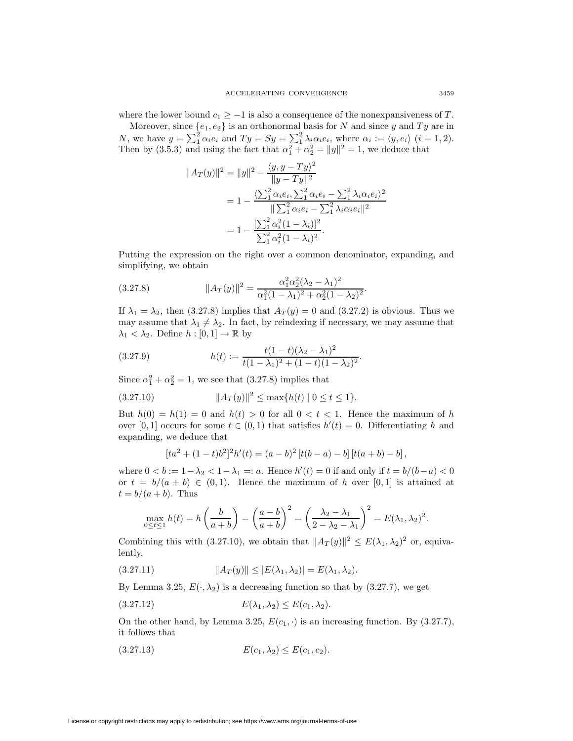where the lower bound $c_1 \geq -1$ is also a consequence of the nonexpansiveness of $T$.

Moreover, since $\{e_1, e_2\}$ is an orthonormal basis for $N$ and since $y$ and $Ty$ are in $N$, we have $y = \sum_1^2 \alpha_i e_i$ and $Ty = Sy = \sum_1^2 \lambda_i \alpha_i e_i$, where $\alpha_i := \langle y, e_i \rangle$ $(i = 1, 2)$. Then by (3.5.3) and using the fact that $\alpha_1^2 + \alpha_2^2 = \|y\|^2 = 1$, we deduce that

$$
\begin{aligned}
\|A_T(y)\|^2 &= \|y\|^2 - \frac{\langle y, y - Ty \rangle^2}{\|y - Ty\|^2} \\
&= 1 - \frac{\langle \sum_1^2 \alpha_i e_i, \sum_1^2 \alpha_i e_i - \sum_1^2 \lambda_i \alpha_i e_i \rangle^2}{\| \sum_1^2 \alpha_i e_i - \sum_1^2 \lambda_i \alpha_i e_i \|^2} \\
&= 1 - \frac{[\sum_1^2 \alpha_i^2 (1 - \lambda_i)]^2}{\sum_1^2 \alpha_i^2 (1 - \lambda_i)^2}.
\end{aligned}
$$

Putting the expression on the right over a common denominator, expanding, and simplifying, we obtain

$$
\|A_T(y)\|^2 = \frac{\alpha_1^2 \alpha_2^2 (\lambda_2 - \lambda_1)^2}{\alpha_1^2 (1 - \lambda_1)^2 + \alpha_2^2 (1 - \lambda_2)^2}. \tag{3.27.8}
$$

If $\lambda_1 = \lambda_2$, then (3.27.8) implies that $A_T(y) = 0$ and (3.27.2) is obvious. Thus we may assume that $\lambda_1 \neq \lambda_2$. In fact, by reindexing if necessary, we may assume that $\lambda_1 < \lambda_2$. Define $h : [0, 1] \to \mathbb{R}$ by

$$
h(t) := \frac{t(1 - t)(\lambda_2 - \lambda_1)^2}{t(1 - \lambda_1)^2 + (1 - t)(1 - \lambda_2)^2}. \tag{3.27.9}
$$

Since $\alpha_1^2 + \alpha_2^2 = 1$, we see that (3.27.8) implies that

$$
\|A_T(y)\|^2 \leq \max\{h(t) \mid 0 \leq t \leq 1\}. \tag{3.27.10}
$$

But $h(0) = h(1) = 0$ and $h(t) > 0$ for all $0 < t < 1$. Hence the maximum of $h$ over $[0, 1]$ occurs for some $t \in (0, 1)$ that satisfies $h'(t) = 0$. Differentiating $h$ and expanding, we deduce that

$$
[ta^2 + (1 - t)b^2]^2 h'(t) = (a - b)^2 \left[t(b - a) - b\right] \left[t(a + b) - b\right],
$$

where $0 < b := 1 - \lambda_2 < 1 - \lambda_1 =: a$. Hence $h'(t) = 0$ if and only if $t = b/(b - a) < 0$ or $t = b/(a + b) \in (0, 1)$. Hence the maximum of $h$ over $[0, 1]$ is attained at $t = b/(a + b)$. Thus

$$
\max_{0 \leq t \leq 1} h(t) = h\left(\frac{b}{a + b}\right) = \left(\frac{a - b}{a + b}\right)^2 = \left(\frac{\lambda_2 - \lambda_1}{2 - \lambda_2 - \lambda_1}\right)^2 = E(\lambda_1, \lambda_2)^2.
$$

Combining this with (3.27.10), we obtain that $\|A_T(y)\|^2 \leq E(\lambda_1, \lambda_2)^2$ or, equivalently,

$$
\|A_T(y)\| \leq |E(\lambda_1, \lambda_2)| = E(\lambda_1, \lambda_2). \tag{3.27.11}
$$

By Lemma 3.25, $E(\cdot, \lambda_2)$ is a decreasing function so that by (3.27.7), we get

$$
E(\lambda_1, \lambda_2) \leq E(c_1, \lambda_2). \tag{3.27.12}
$$

On the other hand, by Lemma 3.25, $E(c_1, \cdot)$ is an increasing function. By (3.27.7), it follows that

$$
E(c_1, \lambda_2) \leq E(c_1, c_2). \tag{3.27.13}
$$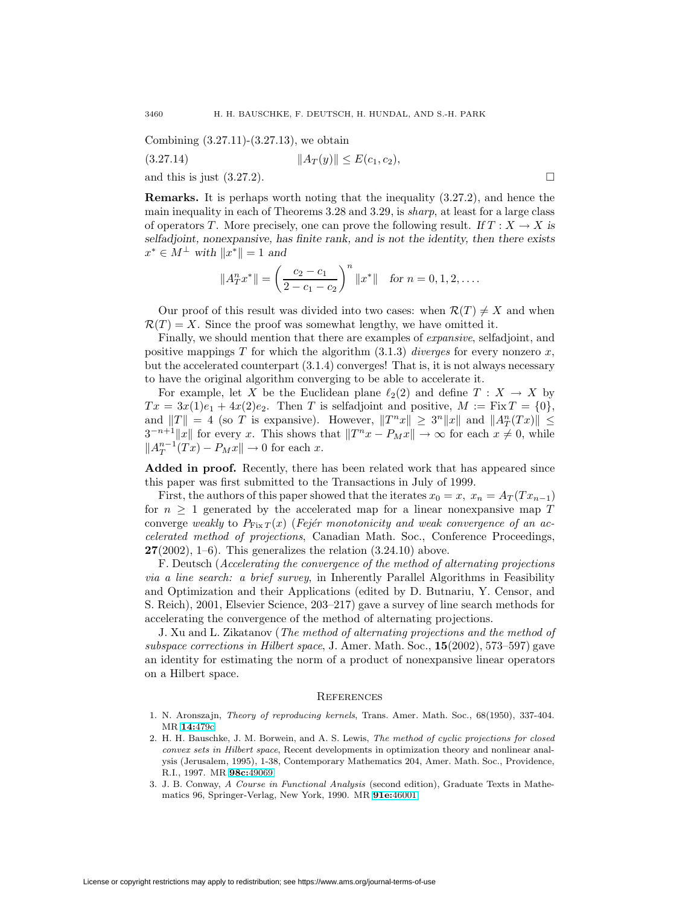Combining (3.27.11)-(3.27.13), we obtain

$$\|A_T(y)\| \leq E(c_1, c_2), \tag{3.27.14}$$

and this is just (3.27.2). □

**Remarks.** It is perhaps worth noting that the inequality (3.27.2), and hence the main inequality in each of Theorems 3.28 and 3.29, is *sharp*, at least for a large class of operators $T$. More precisely, one can prove the following result. *If $T : X \to X$ is selfadjoint, nonexpansive, has finite rank, and is not the identity, then there exists $x^* \in M^\perp$ with $\|x^*\| = 1$ and*

$$\|A_T^n x^*\| = \left(\frac{c_2 - c_1}{2 - c_1 - c_2}\right)^n \|x^*\| \quad \textit{for } n = 0, 1, 2, \ldots.$$

Our proof of this result was divided into two cases: when $\mathcal{R}(T) \neq X$ and when $\mathcal{R}(T) = X$. Since the proof was somewhat lengthy, we have omitted it.

Finally, we should mention that there are examples of *expansive*, selfadjoint, and positive mappings $T$ for which the algorithm (3.1.3) *diverges* for every nonzero $x$, but the accelerated counterpart (3.1.4) converges! That is, it is not always necessary to have the original algorithm converging to be able to accelerate it.

For example, let $X$ be the Euclidean plane $\ell_2(2)$ and define $T : X \to X$ by $Tx = 3x(1)e_1 + 4x(2)e_2$. Then $T$ is selfadjoint and positive, $M := \operatorname{Fix} T = \{0\}$, and $\|T\| = 4$ (so $T$ is expansive). However, $\|T^n x\| \geq 3^n \|x\|$ and $\|A_T^n(Tx)\| \leq 3^{-n+1}\|x\|$ for every $x$. This shows that $\|T^n x - P_M x\| \to \infty$ for each $x \neq 0$, while $\|A_T^{n-1}(Tx) - P_M x\| \to 0$ for each $x$.

**Added in proof.** Recently, there has been related work that has appeared since this paper was first submitted to the Transactions in July of 1999.

First, the authors of this paper showed that the iterates $x_0 = x$, $x_n = A_T(Tx_{n-1})$ for $n \geq 1$ generated by the accelerated map for a linear nonexpansive map $T$ converge *weakly* to $P_{\operatorname{Fix} T}(x)$ (*Fejér monotonicity and weak convergence of an accelerated method of projections*, Canadian Math. Soc., Conference Proceedings, **27**(2002), 1–6). This generalizes the relation (3.24.10) above.

F. Deutsch (*Accelerating the convergence of the method of alternating projections via a line search: a brief survey*, in Inherently Parallel Algorithms in Feasibility and Optimization and their Applications (edited by D. Butnariu, Y. Censor, and S. Reich), 2001, Elsevier Science, 203–217) gave a survey of line search methods for accelerating the convergence of the method of alternating projections.

J. Xu and L. Zikatanov (*The method of alternating projections and the method of subspace corrections in Hilbert space*, J. Amer. Math. Soc., **15**(2002), 573–597) gave an identity for estimating the norm of a product of nonexpansive linear operators on a Hilbert space.

## References

1. N. Aronszajn, *Theory of reproducing kernels*, Trans. Amer. Math. Soc., 68(1950), 337-404. MR **14:**479c
2. H. H. Bauschke, J. M. Borwein, and A. S. Lewis, *The method of cyclic projections for closed convex sets in Hilbert space*, Recent developments in optimization theory and nonlinear analysis (Jerusalem, 1995), 1-38, Contemporary Mathematics 204, Amer. Math. Soc., Providence, R.I., 1997. MR **98c:**49069
3. J. B. Conway, *A Course in Functional Analysis* (second edition), Graduate Texts in Mathematics 96, Springer-Verlag, New York, 1990. MR **91e:**46001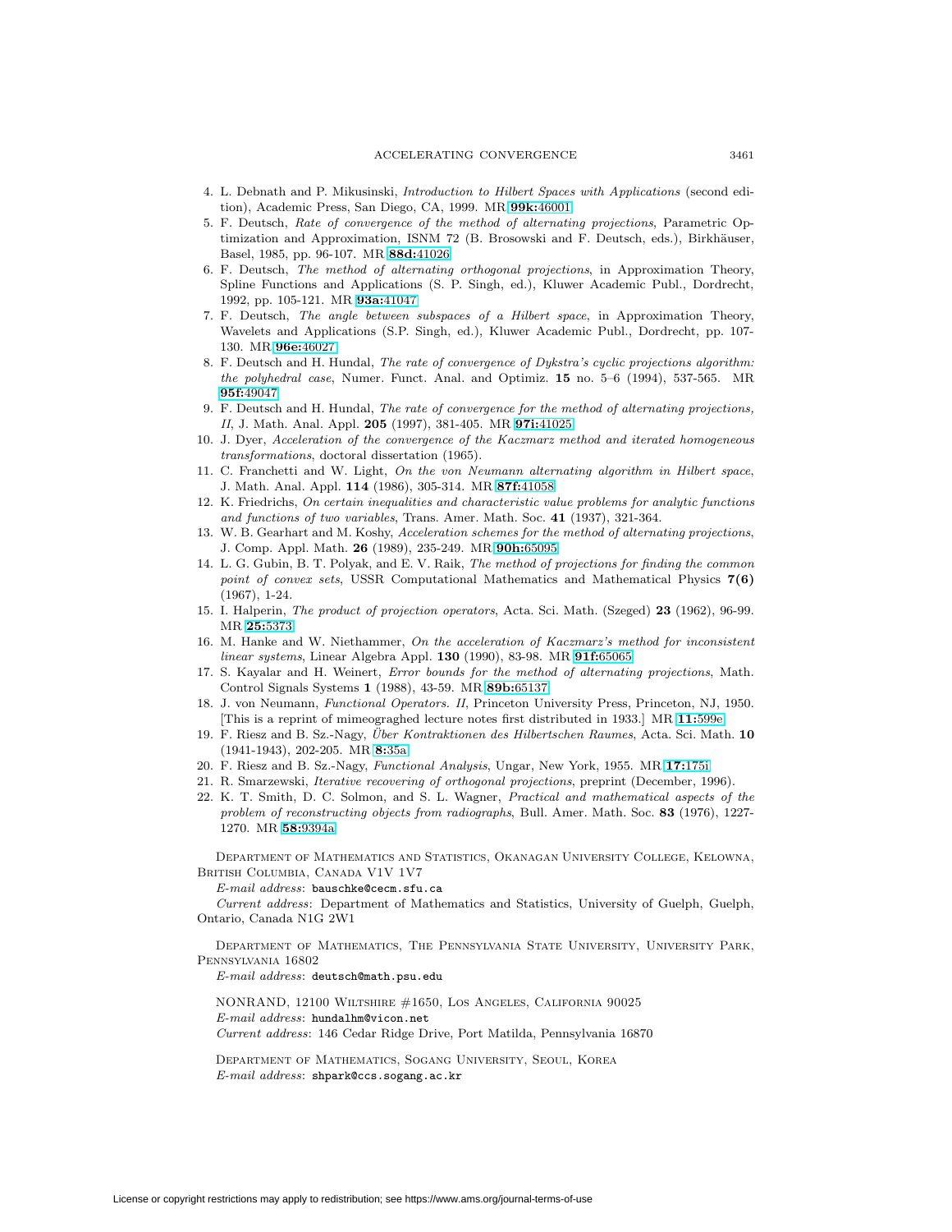4. L. Debnath and P. Mikusinski, *Introduction to Hilbert Spaces with Applications* (second edition), Academic Press, San Diego, CA, 1999. MR **99k:**46001
5. F. Deutsch, *Rate of convergence of the method of alternating projections*, Parametric Optimization and Approximation, ISNM 72 (B. Brosowski and F. Deutsch, eds.), Birkhäuser, Basel, 1985, pp. 96-107. MR **88d:**41026
6. F. Deutsch, *The method of alternating orthogonal projections*, in Approximation Theory, Spline Functions and Applications (S. P. Singh, ed.), Kluwer Academic Publ., Dordrecht, 1992, pp. 105-121. MR **93a:**41047
7. F. Deutsch, *The angle between subspaces of a Hilbert space*, in Approximation Theory, Wavelets and Applications (S.P. Singh, ed.), Kluwer Academic Publ., Dordrecht, pp. 107-130. MR **96e:**46027
8. F. Deutsch and H. Hundal, *The rate of convergence of Dykstra's cyclic projections algorithm: the polyhedral case*, Numer. Funct. Anal. and Optimiz. **15** no. 5–6 (1994), 537-565. MR **95f:**49047
9. F. Deutsch and H. Hundal, *The rate of convergence for the method of alternating projections, II*, J. Math. Anal. Appl. **205** (1997), 381-405. MR **97i:**41025
10. J. Dyer, *Acceleration of the convergence of the Kaczmarz method and iterated homogeneous transformations*, doctoral dissertation (1965).
11. C. Franchetti and W. Light, *On the von Neumann alternating algorithm in Hilbert space*, J. Math. Anal. Appl. **114** (1986), 305-314. MR **87f:**41058
12. K. Friedrichs, *On certain inequalities and characteristic value problems for analytic functions and functions of two variables*, Trans. Amer. Math. Soc. **41** (1937), 321-364.
13. W. B. Gearhart and M. Koshy, *Acceleration schemes for the method of alternating projections*, J. Comp. Appl. Math. **26** (1989), 235-249. MR **90h:**65095
14. L. G. Gubin, B. T. Polyak, and E. V. Raik, *The method of projections for finding the common point of convex sets*, USSR Computational Mathematics and Mathematical Physics **7(6)** (1967), 1-24.
15. I. Halperin, *The product of projection operators*, Acta. Sci. Math. (Szeged) **23** (1962), 96-99. MR **25:**5373
16. M. Hanke and W. Niethammer, *On the acceleration of Kaczmarz's method for inconsistent linear systems*, Linear Algebra Appl. **130** (1990), 83-98. MR **91f:**65065
17. S. Kayalar and H. Weinert, *Error bounds for the method of alternating projections*, Math. Control Signals Systems **1** (1988), 43-59. MR **89b:**65137
18. J. von Neumann, *Functional Operators. II*, Princeton University Press, Princeton, NJ, 1950. [This is a reprint of mimeograghed lecture notes first distributed in 1933.] MR **11:**599e
19. F. Riesz and B. Sz.-Nagy, *Über Kontraktionen des Hilbertschen Raumes*, Acta. Sci. Math. **10** (1941-1943), 202-205. MR **8:**35a
20. F. Riesz and B. Sz.-Nagy, *Functional Analysis*, Ungar, New York, 1955. MR **17:**175i
21. R. Smarzewski, *Iterative recovering of orthogonal projections*, preprint (December, 1996).
22. K. T. Smith, D. C. Solmon, and S. L. Wagner, *Practical and mathematical aspects of the problem of reconstructing objects from radiographs*, Bull. Amer. Math. Soc. **83** (1976), 1227-1270. MR **58:**9394a

Department of Mathematics and Statistics, Okanagan University College, Kelowna, British Columbia, Canada V1V 1V7

*E-mail address*: bauschke@cecm.sfu.ca

*Current address*: Department of Mathematics and Statistics, University of Guelph, Guelph, Ontario, Canada N1G 2W1

Department of Mathematics, The Pennsylvania State University, University Park, Pennsylvania 16802

*E-mail address*: deutsch@math.psu.edu

NONRAND, 12100 Wiltshire #1650, Los Angeles, California 90025

*E-mail address*: hundalhm@vicon.net

*Current address*: 146 Cedar Ridge Drive, Port Matilda, Pennsylvania 16870

Department of Mathematics, Sogang University, Seoul, Korea

*E-mail address*: shpark@ccs.sogang.ac.kr